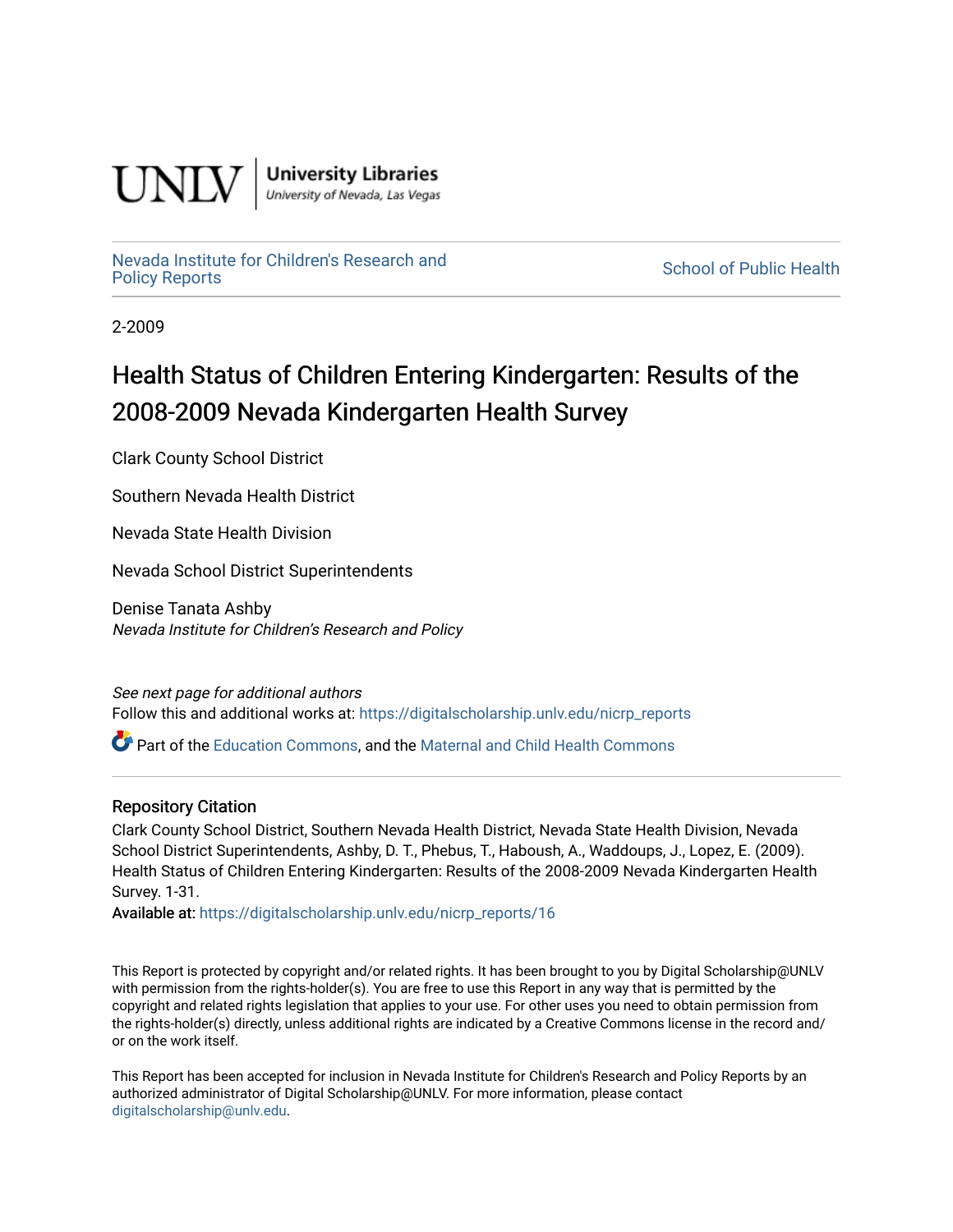UNLV | University Libraries
University of Nevada, Las Vegas

Nevada Institute for Children's Research and Policy Reports

School of Public Health

2-2009

# Health Status of Children Entering Kindergarten: Results of the 2008-2009 Nevada Kindergarten Health Survey

Clark County School District

Southern Nevada Health District

Nevada State Health Division

Nevada School District Superintendents

Denise Tanata Ashby
*Nevada Institute for Children's Research and Policy*

*See next page for additional authors*

Follow this and additional works at: https://digitalscholarship.unlv.edu/nicrp_reports

Part of the Education Commons, and the Maternal and Child Health Commons

### Repository Citation

Clark County School District, Southern Nevada Health District, Nevada State Health Division, Nevada School District Superintendents, Ashby, D. T., Phebus, T., Haboush, A., Waddoups, J., Lopez, E. (2009). Health Status of Children Entering Kindergarten: Results of the 2008-2009 Nevada Kindergarten Health Survey. 1-31.

Available at: https://digitalscholarship.unlv.edu/nicrp_reports/16

This Report is protected by copyright and/or related rights. It has been brought to you by Digital Scholarship@UNLV with permission from the rights-holder(s). You are free to use this Report in any way that is permitted by the copyright and related rights legislation that applies to your use. For other uses you need to obtain permission from the rights-holder(s) directly, unless additional rights are indicated by a Creative Commons license in the record and/or on the work itself.

This Report has been accepted for inclusion in Nevada Institute for Children's Research and Policy Reports by an authorized administrator of Digital Scholarship@UNLV. For more information, please contact digitalscholarship@unlv.edu.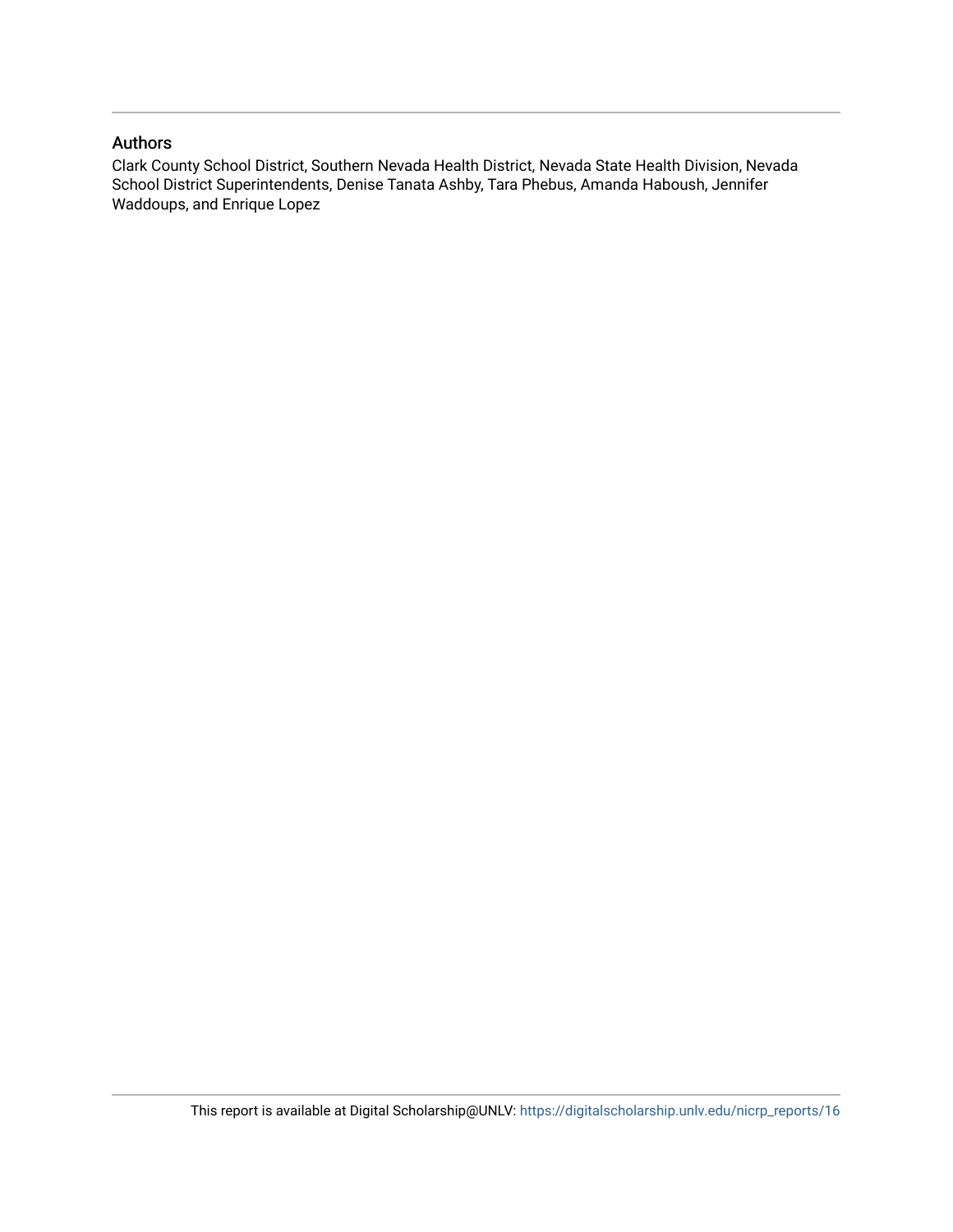## Authors

Clark County School District, Southern Nevada Health District, Nevada State Health Division, Nevada School District Superintendents, Denise Tanata Ashby, Tara Phebus, Amanda Haboush, Jennifer Waddoups, and Enrique Lopez

This report is available at Digital Scholarship@UNLV: https://digitalscholarship.unlv.edu/nicrp_reports/16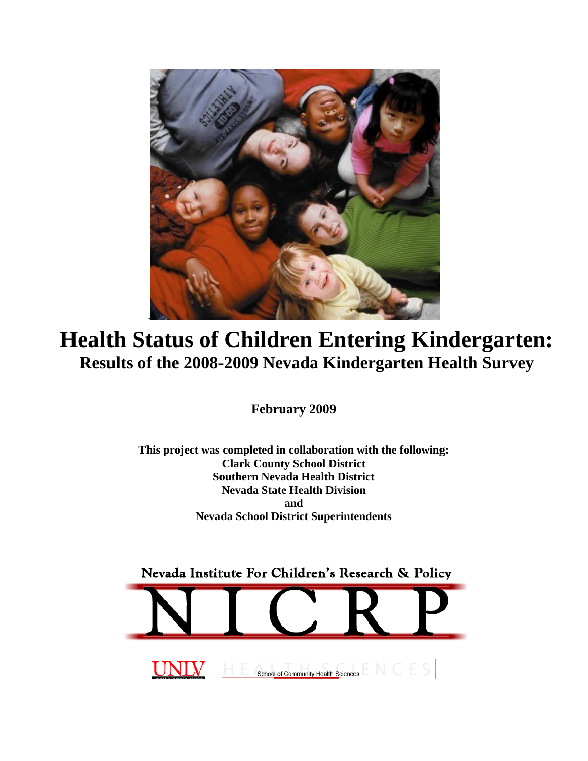# Health Status of Children Entering Kindergarten:

## Results of the 2008-2009 Nevada Kindergarten Health Survey

**February 2009**

**This project was completed in collaboration with the following:**
**Clark County School District**
**Southern Nevada Health District**
**Nevada State Health Division**
**and**
**Nevada School District Superintendents**

Nevada Institute For Children's Research & Policy

NICRP

UNLV HEALTH SCIENCES School of Community Health Sciences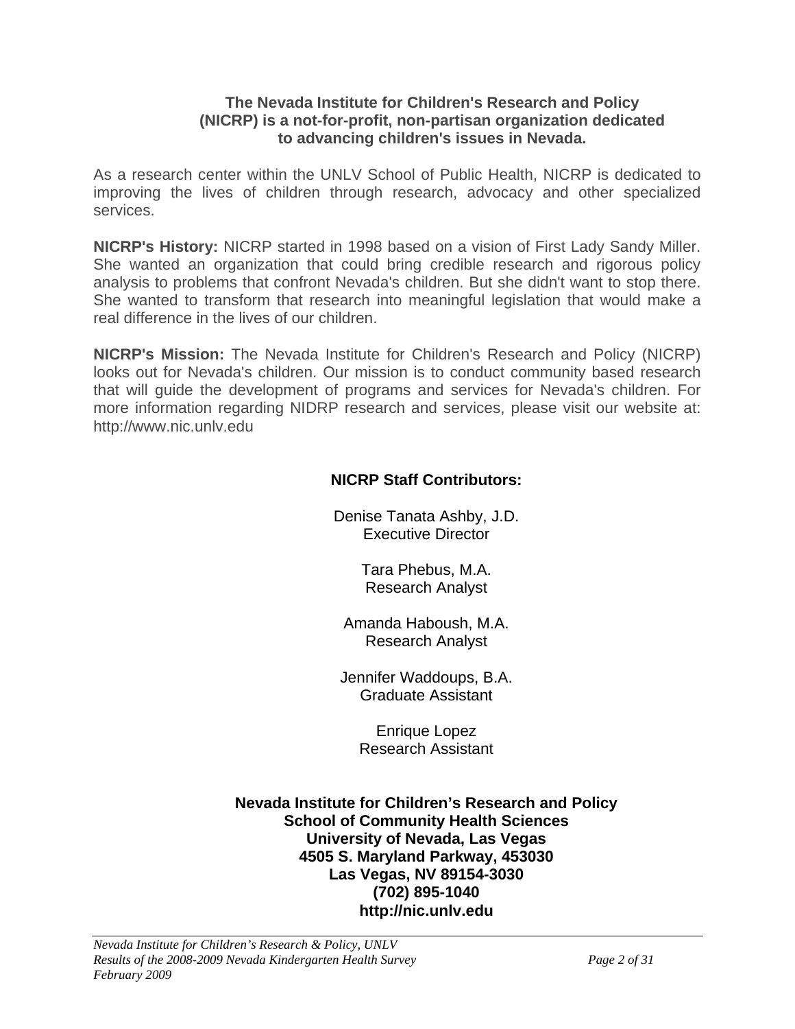**The Nevada Institute for Children's Research and Policy (NICRP) is a not-for-profit, non-partisan organization dedicated to advancing children's issues in Nevada.**

As a research center within the UNLV School of Public Health, NICRP is dedicated to improving the lives of children through research, advocacy and other specialized services.

**NICRP's History:** NICRP started in 1998 based on a vision of First Lady Sandy Miller. She wanted an organization that could bring credible research and rigorous policy analysis to problems that confront Nevada's children. But she didn't want to stop there. She wanted to transform that research into meaningful legislation that would make a real difference in the lives of our children.

**NICRP's Mission:** The Nevada Institute for Children's Research and Policy (NICRP) looks out for Nevada's children. Our mission is to conduct community based research that will guide the development of programs and services for Nevada's children. For more information regarding NIDRP research and services, please visit our website at: http://www.nic.unlv.edu

**NICRP Staff Contributors:**

Denise Tanata Ashby, J.D.
Executive Director

Tara Phebus, M.A.
Research Analyst

Amanda Haboush, M.A.
Research Analyst

Jennifer Waddoups, B.A.
Graduate Assistant

Enrique Lopez
Research Assistant

**Nevada Institute for Children's Research and Policy**
**School of Community Health Sciences**
**University of Nevada, Las Vegas**
**4505 S. Maryland Parkway, 453030**
**Las Vegas, NV 89154-3030**
**(702) 895-1040**
**http://nic.unlv.edu**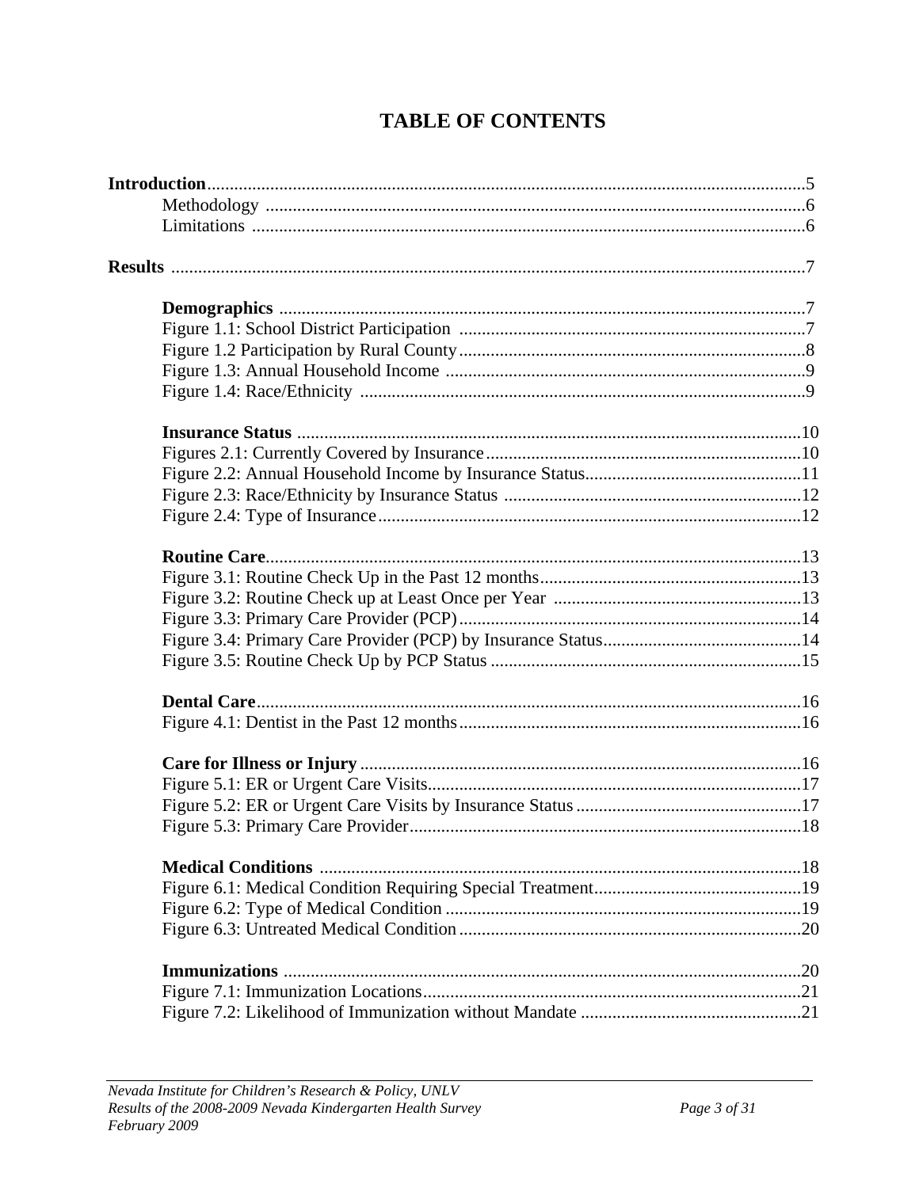# TABLE OF CONTENTS

**Introduction** ............................................................ 5
- Methodology ............................................................ 6
- Limitations ............................................................ 6

**Results** ............................................................ 7

**Demographics** ............................................................ 7
- Figure 1.1: School District Participation ............................................................ 7
- Figure 1.2 Participation by Rural County ............................................................ 8
- Figure 1.3: Annual Household Income ............................................................ 9
- Figure 1.4: Race/Ethnicity ............................................................ 9

**Insurance Status** ............................................................ 10
- Figures 2.1: Currently Covered by Insurance ............................................................ 10
- Figure 2.2: Annual Household Income by Insurance Status ............................................................ 11
- Figure 2.3: Race/Ethnicity by Insurance Status ............................................................ 12
- Figure 2.4: Type of Insurance ............................................................ 12

**Routine Care** ............................................................ 13
- Figure 3.1: Routine Check Up in the Past 12 months ............................................................ 13
- Figure 3.2: Routine Check up at Least Once per Year ............................................................ 13
- Figure 3.3: Primary Care Provider (PCP) ............................................................ 14
- Figure 3.4: Primary Care Provider (PCP) by Insurance Status ............................................................ 14
- Figure 3.5: Routine Check Up by PCP Status ............................................................ 15

**Dental Care** ............................................................ 16
- Figure 4.1: Dentist in the Past 12 months ............................................................ 16

**Care for Illness or Injury** ............................................................ 16
- Figure 5.1: ER or Urgent Care Visits ............................................................ 17
- Figure 5.2: ER or Urgent Care Visits by Insurance Status ............................................................ 17
- Figure 5.3: Primary Care Provider ............................................................ 18

**Medical Conditions** ............................................................ 18
- Figure 6.1: Medical Condition Requiring Special Treatment ............................................................ 19
- Figure 6.2: Type of Medical Condition ............................................................ 19
- Figure 6.3: Untreated Medical Condition ............................................................ 20

**Immunizations** ............................................................ 20
- Figure 7.1: Immunization Locations ............................................................ 21
- Figure 7.2: Likelihood of Immunization without Mandate ............................................................ 21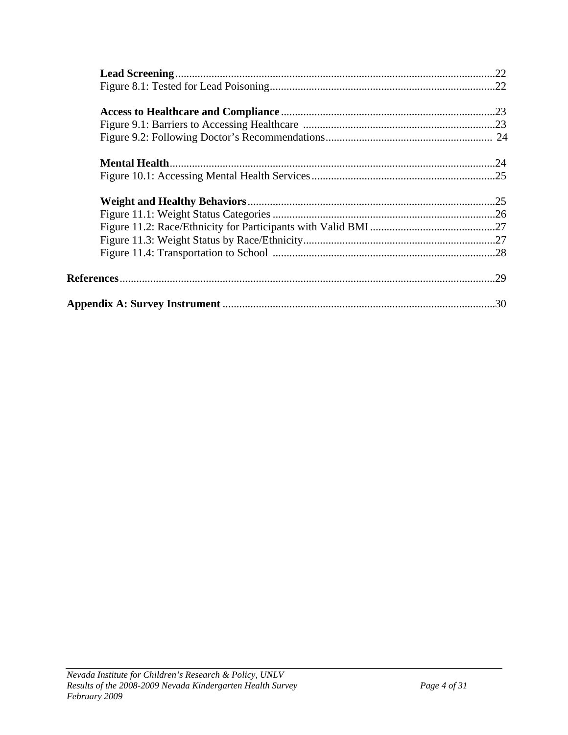**Lead Screening**......................................................................................................22
Figure 8.1: Tested for Lead Poisoning..................................................................................22

**Access to Healthcare and Compliance**..............................................................................23
Figure 9.1: Barriers to Accessing Healthcare .....................................................................23
Figure 9.2: Following Doctor's Recommendations............................................................ 24

**Mental Health**.......................................................................................................................24
Figure 10.1: Accessing Mental Health Services..................................................................25

**Weight and Healthy Behaviors**..........................................................................................25
Figure 11.1: Weight Status Categories ................................................................................26
Figure 11.2: Race/Ethnicity for Participants with Valid BMI.............................................27
Figure 11.3: Weight Status by Race/Ethnicity.....................................................................27
Figure 11.4: Transportation to School ................................................................................28

**References**..............................................................................................................................29

**Appendix A: Survey Instrument** ..................................................................................30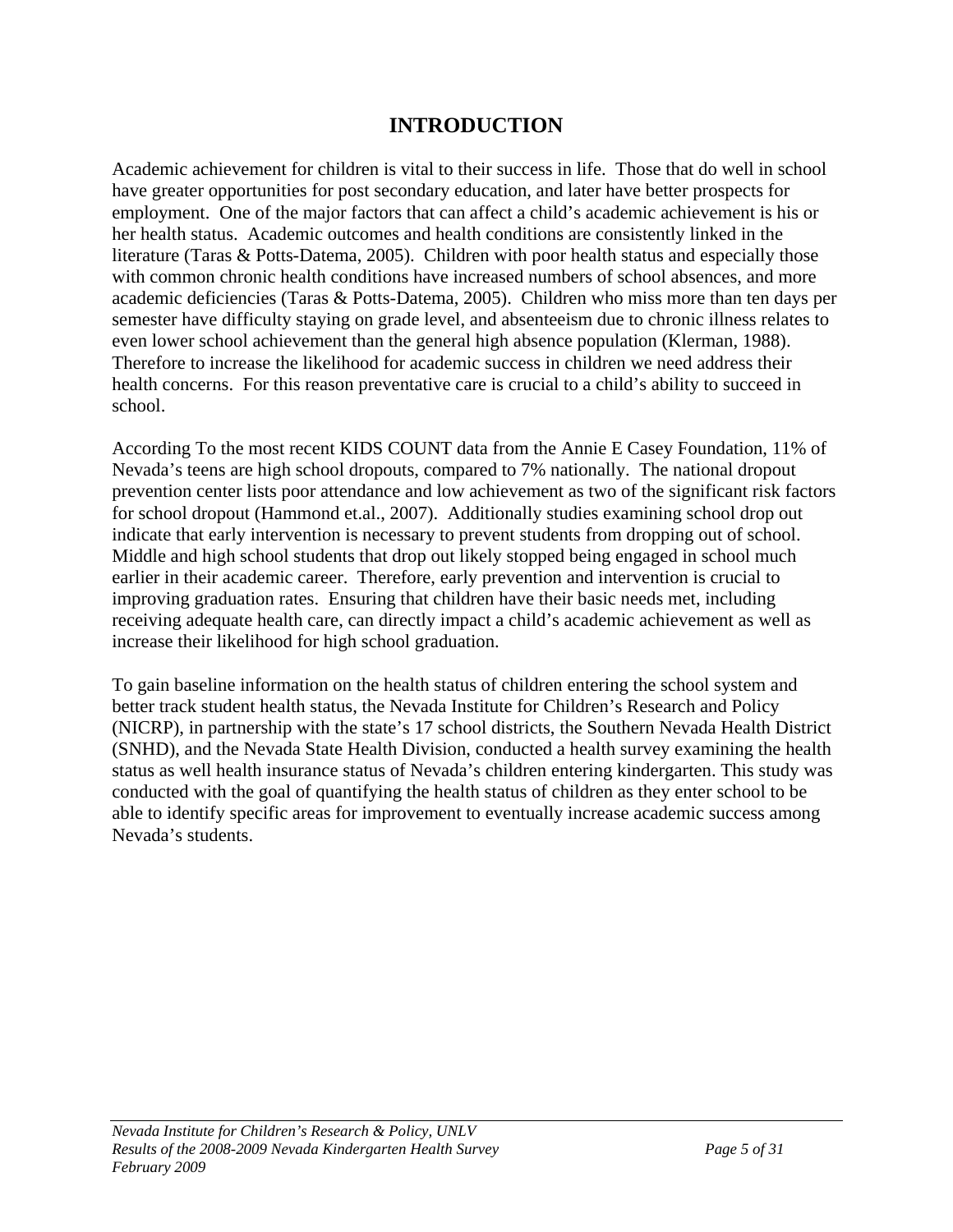# INTRODUCTION

Academic achievement for children is vital to their success in life. Those that do well in school have greater opportunities for post secondary education, and later have better prospects for employment. One of the major factors that can affect a child's academic achievement is his or her health status. Academic outcomes and health conditions are consistently linked in the literature (Taras & Potts-Datema, 2005). Children with poor health status and especially those with common chronic health conditions have increased numbers of school absences, and more academic deficiencies (Taras & Potts-Datema, 2005). Children who miss more than ten days per semester have difficulty staying on grade level, and absenteeism due to chronic illness relates to even lower school achievement than the general high absence population (Klerman, 1988). Therefore to increase the likelihood for academic success in children we need address their health concerns. For this reason preventative care is crucial to a child's ability to succeed in school.

According To the most recent KIDS COUNT data from the Annie E Casey Foundation, 11% of Nevada's teens are high school dropouts, compared to 7% nationally. The national dropout prevention center lists poor attendance and low achievement as two of the significant risk factors for school dropout (Hammond et.al., 2007). Additionally studies examining school drop out indicate that early intervention is necessary to prevent students from dropping out of school. Middle and high school students that drop out likely stopped being engaged in school much earlier in their academic career. Therefore, early prevention and intervention is crucial to improving graduation rates. Ensuring that children have their basic needs met, including receiving adequate health care, can directly impact a child's academic achievement as well as increase their likelihood for high school graduation.

To gain baseline information on the health status of children entering the school system and better track student health status, the Nevada Institute for Children's Research and Policy (NICRP), in partnership with the state's 17 school districts, the Southern Nevada Health District (SNHD), and the Nevada State Health Division, conducted a health survey examining the health status as well health insurance status of Nevada's children entering kindergarten. This study was conducted with the goal of quantifying the health status of children as they enter school to be able to identify specific areas for improvement to eventually increase academic success among Nevada's students.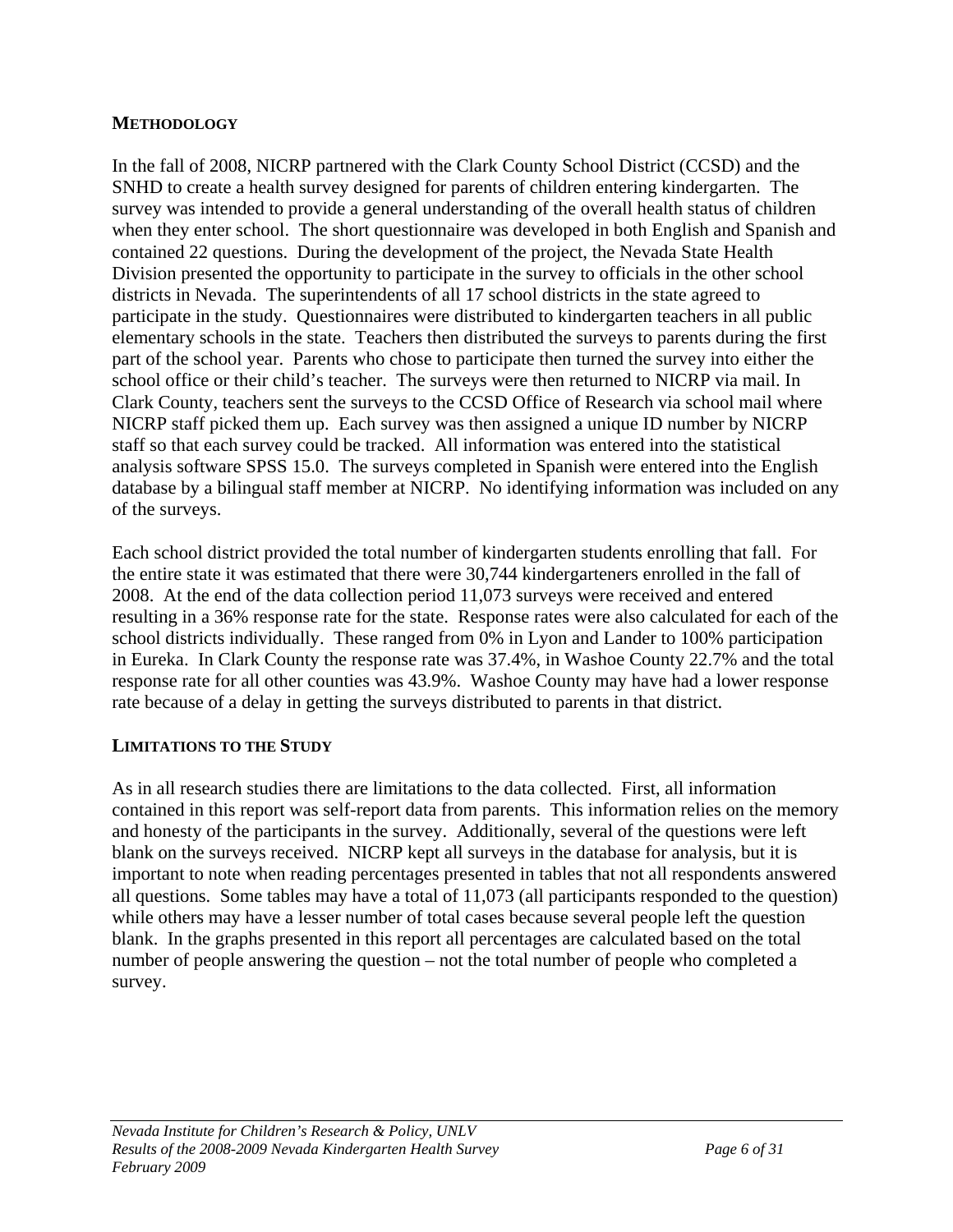## METHODOLOGY

In the fall of 2008, NICRP partnered with the Clark County School District (CCSD) and the SNHD to create a health survey designed for parents of children entering kindergarten. The survey was intended to provide a general understanding of the overall health status of children when they enter school. The short questionnaire was developed in both English and Spanish and contained 22 questions. During the development of the project, the Nevada State Health Division presented the opportunity to participate in the survey to officials in the other school districts in Nevada. The superintendents of all 17 school districts in the state agreed to participate in the study. Questionnaires were distributed to kindergarten teachers in all public elementary schools in the state. Teachers then distributed the surveys to parents during the first part of the school year. Parents who chose to participate then turned the survey into either the school office or their child's teacher. The surveys were then returned to NICRP via mail. In Clark County, teachers sent the surveys to the CCSD Office of Research via school mail where NICRP staff picked them up. Each survey was then assigned a unique ID number by NICRP staff so that each survey could be tracked. All information was entered into the statistical analysis software SPSS 15.0. The surveys completed in Spanish were entered into the English database by a bilingual staff member at NICRP. No identifying information was included on any of the surveys.

Each school district provided the total number of kindergarten students enrolling that fall. For the entire state it was estimated that there were 30,744 kindergarteners enrolled in the fall of 2008. At the end of the data collection period 11,073 surveys were received and entered resulting in a 36% response rate for the state. Response rates were also calculated for each of the school districts individually. These ranged from 0% in Lyon and Lander to 100% participation in Eureka. In Clark County the response rate was 37.4%, in Washoe County 22.7% and the total response rate for all other counties was 43.9%. Washoe County may have had a lower response rate because of a delay in getting the surveys distributed to parents in that district.

## LIMITATIONS TO THE STUDY

As in all research studies there are limitations to the data collected. First, all information contained in this report was self-report data from parents. This information relies on the memory and honesty of the participants in the survey. Additionally, several of the questions were left blank on the surveys received. NICRP kept all surveys in the database for analysis, but it is important to note when reading percentages presented in tables that not all respondents answered all questions. Some tables may have a total of 11,073 (all participants responded to the question) while others may have a lesser number of total cases because several people left the question blank. In the graphs presented in this report all percentages are calculated based on the total number of people answering the question – not the total number of people who completed a survey.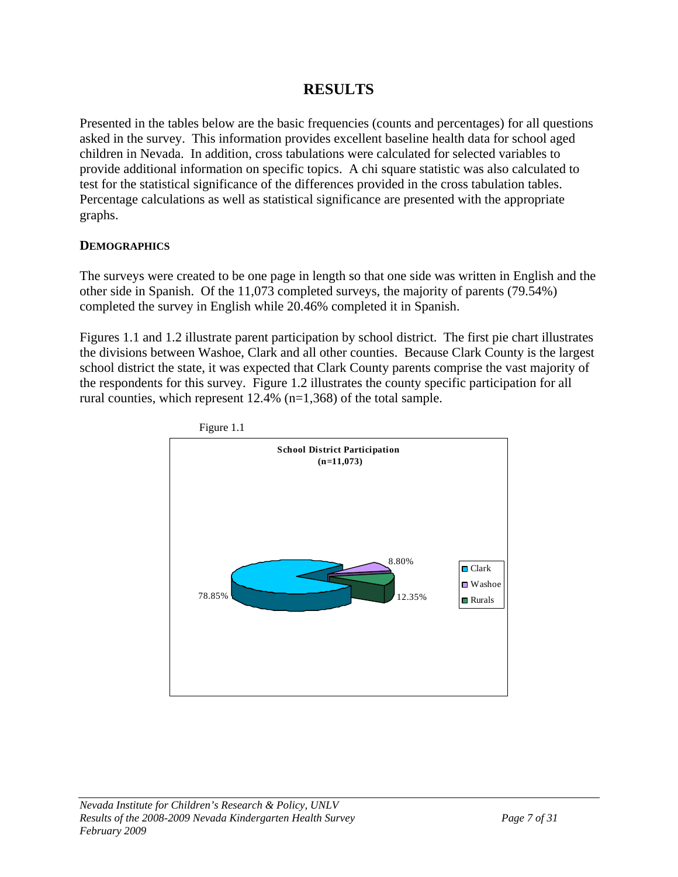# RESULTS

Presented in the tables below are the basic frequencies (counts and percentages) for all questions asked in the survey. This information provides excellent baseline health data for school aged children in Nevada. In addition, cross tabulations were calculated for selected variables to provide additional information on specific topics. A chi square statistic was also calculated to test for the statistical significance of the differences provided in the cross tabulation tables. Percentage calculations as well as statistical significance are presented with the appropriate graphs.

## DEMOGRAPHICS

The surveys were created to be one page in length so that one side was written in English and the other side in Spanish. Of the 11,073 completed surveys, the majority of parents (79.54%) completed the survey in English while 20.46% completed it in Spanish.

Figures 1.1 and 1.2 illustrate parent participation by school district. The first pie chart illustrates the divisions between Washoe, Clark and all other counties. Because Clark County is the largest school district the state, it was expected that Clark County parents comprise the vast majority of the respondents for this survey. Figure 1.2 illustrates the county specific participation for all rural counties, which represent 12.4% (n=1,368) of the total sample.

Figure 1.1

**School District Participation (n=11,073)**

| School District | Percentage |
|---|---|
| Clark | 78.85% |
| Washoe | 8.80% |
| Rurals | 12.35% |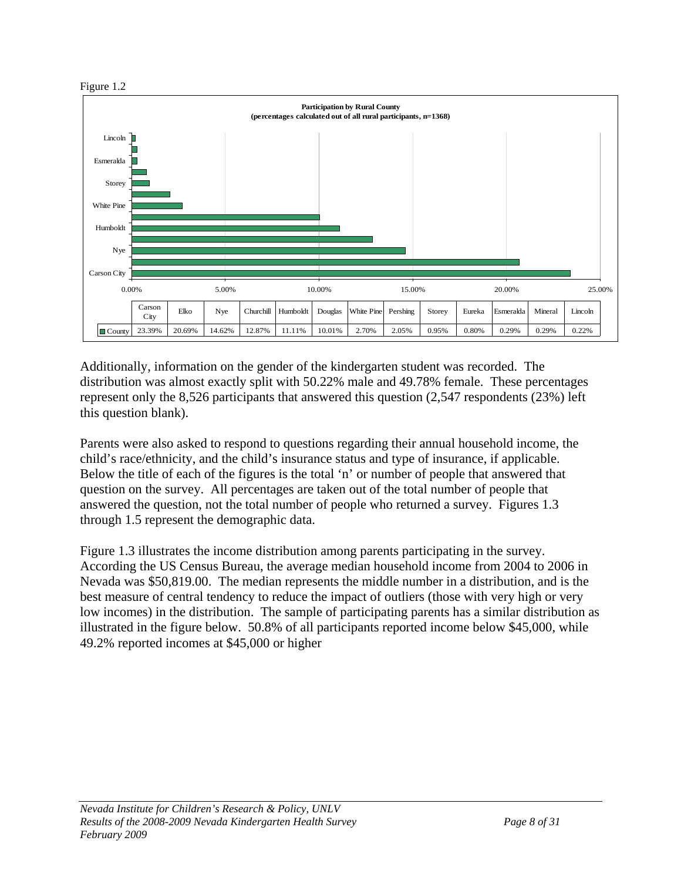Figure 1.2

**Participation by Rural County**
**(percentages calculated out of all rural participants, n=1368)**

| | Carson City | Elko | Nye | Churchill | Humboldt | Douglas | White Pine | Pershing | Storey | Eureka | Esmeralda | Mineral | Lincoln |
|---|---|---|---|---|---|---|---|---|---|---|---|---|---|
| County | 23.39% | 20.69% | 14.62% | 12.87% | 11.11% | 10.01% | 2.70% | 2.05% | 0.95% | 0.80% | 0.29% | 0.29% | 0.22% |

Additionally, information on the gender of the kindergarten student was recorded. The distribution was almost exactly split with 50.22% male and 49.78% female. These percentages represent only the 8,526 participants that answered this question (2,547 respondents (23%) left this question blank).

Parents were also asked to respond to questions regarding their annual household income, the child's race/ethnicity, and the child's insurance status and type of insurance, if applicable. Below the title of each of the figures is the total 'n' or number of people that answered that question on the survey. All percentages are taken out of the total number of people that answered the question, not the total number of people who returned a survey. Figures 1.3 through 1.5 represent the demographic data.

Figure 1.3 illustrates the income distribution among parents participating in the survey. According the US Census Bureau, the average median household income from 2004 to 2006 in Nevada was $50,819.00. The median represents the middle number in a distribution, and is the best measure of central tendency to reduce the impact of outliers (those with very high or very low incomes) in the distribution. The sample of participating parents has a similar distribution as illustrated in the figure below. 50.8% of all participants reported income below $45,000, while 49.2% reported incomes at $45,000 or higher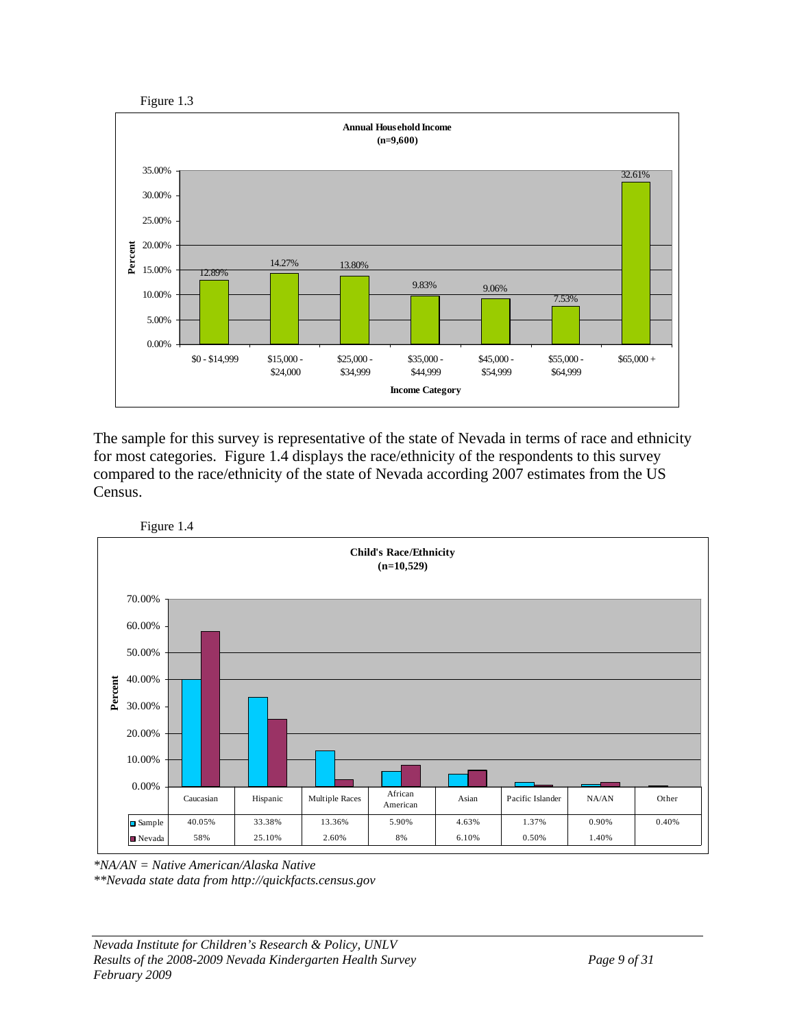Figure 1.3

**Annual Household Income (n=9,600)**

| Income Category | Percent |
|---|---|
| $0 - $14,999 | 12.89% |
| $15,000 - $24,000 | 14.27% |
| $25,000 - $34,999 | 13.80% |
| $35,000 - $44,999 | 9.83% |
| $45,000 - $54,999 | 9.06% |
| $55,000 - $64,999 | 7.53% |
| $65,000 + | 32.61% |

The sample for this survey is representative of the state of Nevada in terms of race and ethnicity for most categories. Figure 1.4 displays the race/ethnicity of the respondents to this survey compared to the race/ethnicity of the state of Nevada according 2007 estimates from the US Census.

Figure 1.4

**Child's Race/Ethnicity (n=10,529)**

| | Caucasian | Hispanic | Multiple Races | African American | Asian | Pacific Islander | NA/AN | Other |
|---|---|---|---|---|---|---|---|---|
| Sample | 40.05% | 33.38% | 13.36% | 5.90% | 4.63% | 1.37% | 0.90% | 0.40% |
| Nevada | 58% | 25.10% | 2.60% | 8% | 6.10% | 0.50% | 1.40% | |

*\*NA/AN = Native American/Alaska Native*

*\*\*Nevada state data from http://quickfacts.census.gov*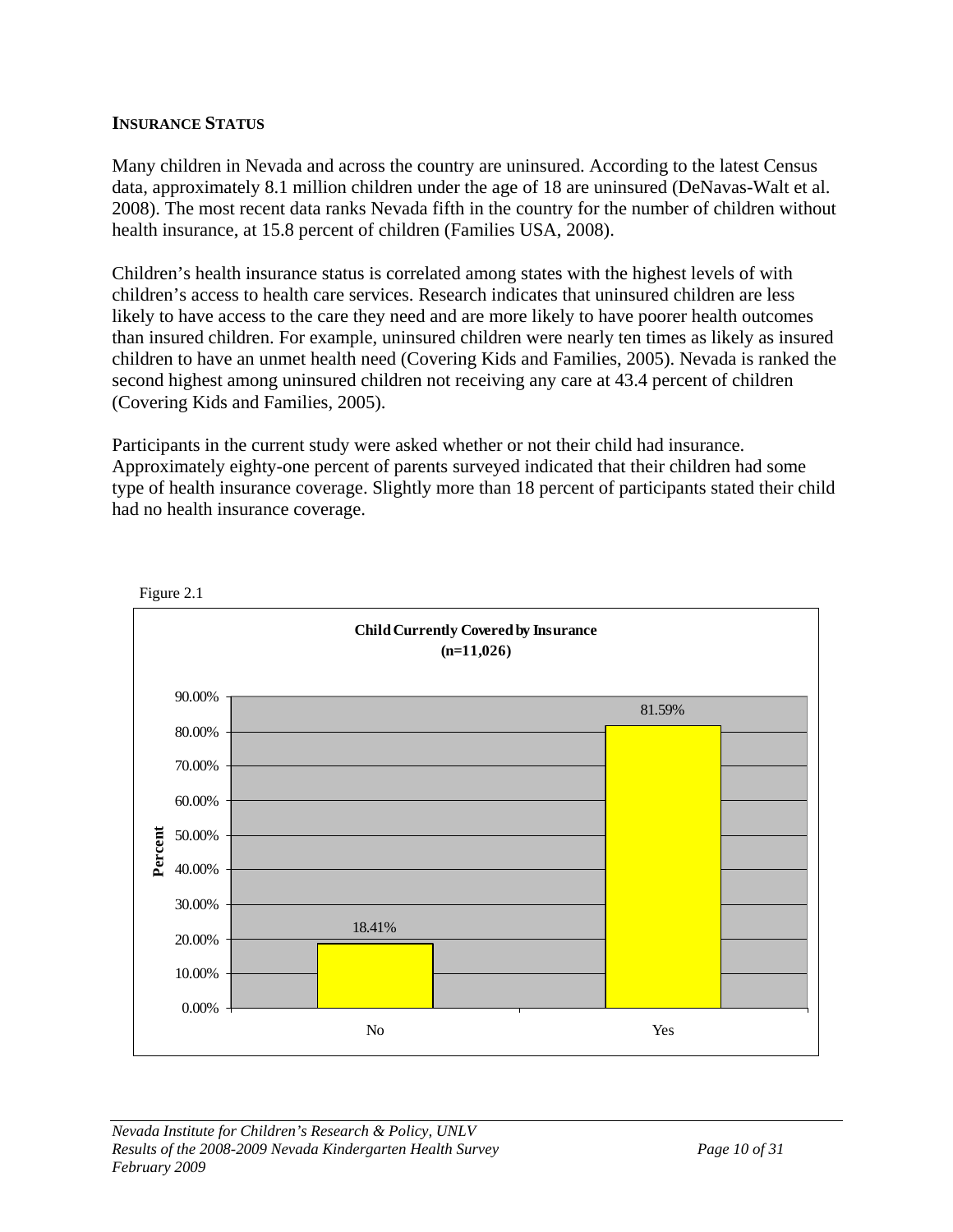## INSURANCE STATUS

Many children in Nevada and across the country are uninsured. According to the latest Census data, approximately 8.1 million children under the age of 18 are uninsured (DeNavas-Walt et al. 2008). The most recent data ranks Nevada fifth in the country for the number of children without health insurance, at 15.8 percent of children (Families USA, 2008).

Children's health insurance status is correlated among states with the highest levels of with children's access to health care services. Research indicates that uninsured children are less likely to have access to the care they need and are more likely to have poorer health outcomes than insured children. For example, uninsured children were nearly ten times as likely as insured children to have an unmet health need (Covering Kids and Families, 2005). Nevada is ranked the second highest among uninsured children not receiving any care at 43.4 percent of children (Covering Kids and Families, 2005).

Participants in the current study were asked whether or not their child had insurance. Approximately eighty-one percent of parents surveyed indicated that their children had some type of health insurance coverage. Slightly more than 18 percent of participants stated their child had no health insurance coverage.

Figure 2.1

**Child Currently Covered by Insurance (n=11,026)**

| Response | Percent |
|---|---|
| No | 18.41% |
| Yes | 81.59% |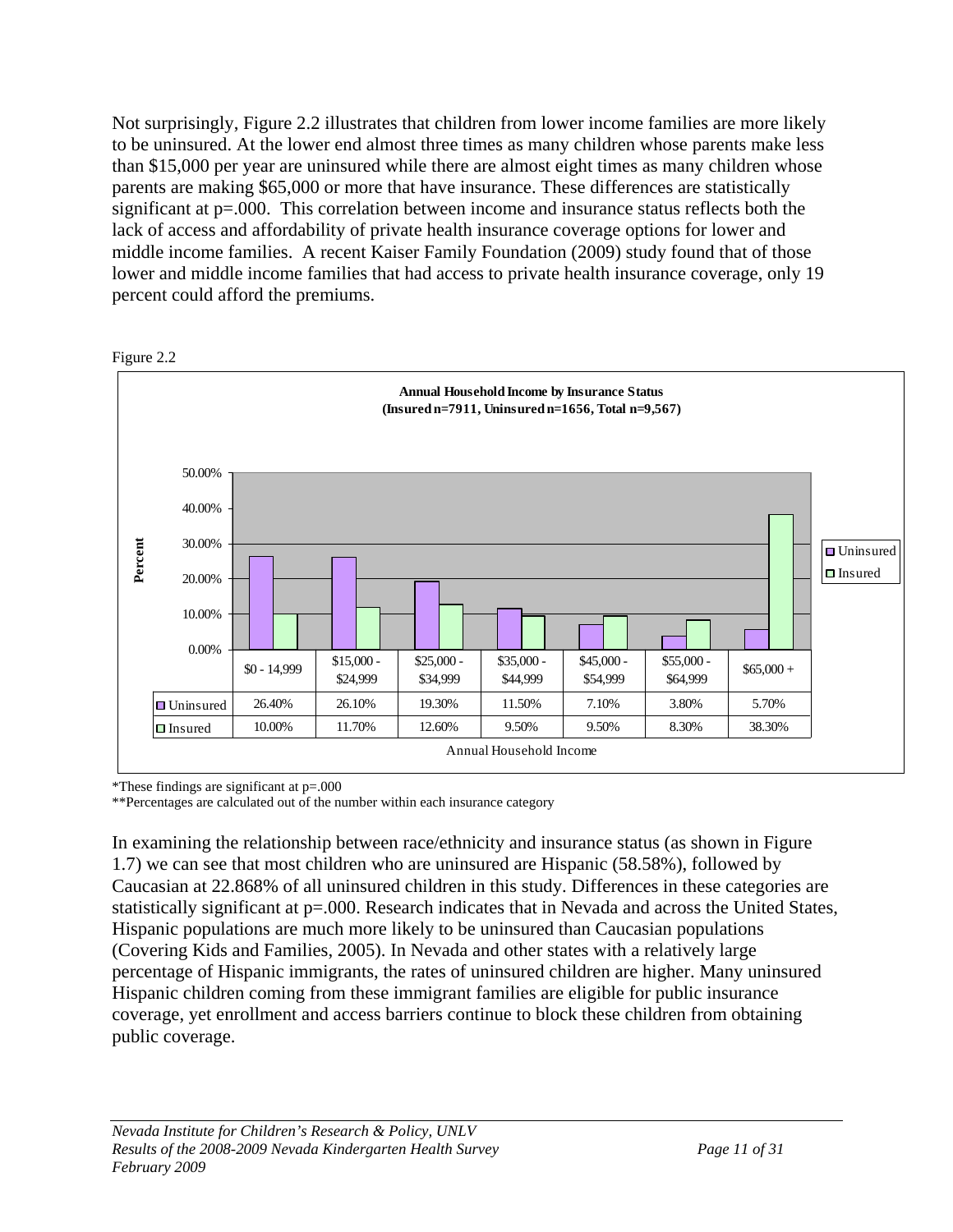Not surprisingly, Figure 2.2 illustrates that children from lower income families are more likely to be uninsured. At the lower end almost three times as many children whose parents make less than $15,000 per year are uninsured while there are almost eight times as many children whose parents are making $65,000 or more that have insurance. These differences are statistically significant at p=.000. This correlation between income and insurance status reflects both the lack of access and affordability of private health insurance coverage options for lower and middle income families. A recent Kaiser Family Foundation (2009) study found that of those lower and middle income families that had access to private health insurance coverage, only 19 percent could afford the premiums.

Figure 2.2

**Annual Household Income by Insurance Status (Insured n=7911, Uninsured n=1656, Total n=9,567)**

| | $0 - 14,999 | $15,000 - $24,999 | $25,000 - $34,999 | $35,000 - $44,999 | $45,000 - $54,999 | $55,000 - $64,999 | $65,000 + |
|---|---|---|---|---|---|---|---|
| Uninsured | 26.40% | 26.10% | 19.30% | 11.50% | 7.10% | 3.80% | 5.70% |
| Insured | 10.00% | 11.70% | 12.60% | 9.50% | 9.50% | 8.30% | 38.30% |

Annual Household Income

*These findings are significant at p=.000

**Percentages are calculated out of the number within each insurance category

In examining the relationship between race/ethnicity and insurance status (as shown in Figure 1.7) we can see that most children who are uninsured are Hispanic (58.58%), followed by Caucasian at 22.868% of all uninsured children in this study. Differences in these categories are statistically significant at p=.000. Research indicates that in Nevada and across the United States, Hispanic populations are much more likely to be uninsured than Caucasian populations (Covering Kids and Families, 2005). In Nevada and other states with a relatively large percentage of Hispanic immigrants, the rates of uninsured children are higher. Many uninsured Hispanic children coming from these immigrant families are eligible for public insurance coverage, yet enrollment and access barriers continue to block these children from obtaining public coverage.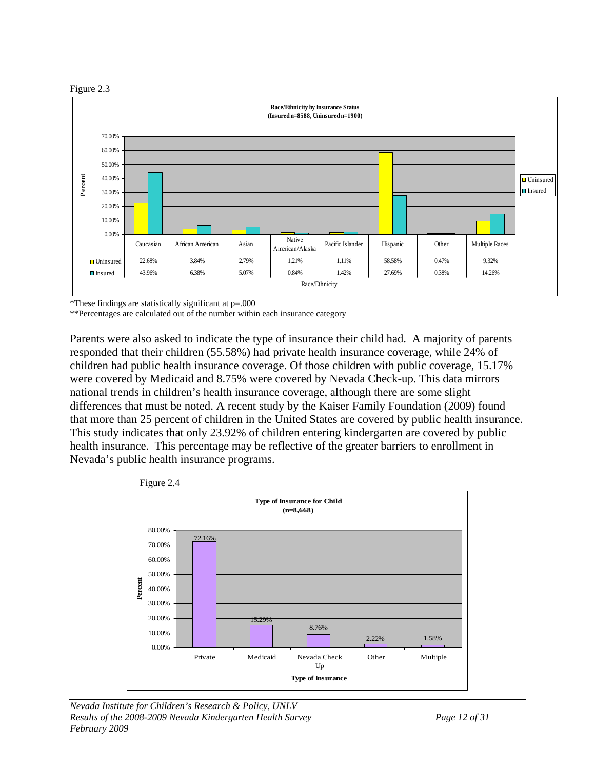Figure 2.3

**Race/Ethnicity by Insurance Status (Insured n=8588, Uninsured n=1900)**

| | Caucasian | African American | Asian | Native American/Alaska | Pacific Islander | Hispanic | Other | Multiple Races |
|---|---|---|---|---|---|---|---|---|
| Uninsured | 22.68% | 3.84% | 2.79% | 1.21% | 1.11% | 58.58% | 0.47% | 9.32% |
| Insured | 43.96% | 6.38% | 5.07% | 0.84% | 1.42% | 27.69% | 0.38% | 14.26% |

*These findings are statistically significant at p=.000

**Percentages are calculated out of the number within each insurance category

Parents were also asked to indicate the type of insurance their child had. A majority of parents responded that their children (55.58%) had private health insurance coverage, while 24% of children had public health insurance coverage. Of those children with public coverage, 15.17% were covered by Medicaid and 8.75% were covered by Nevada Check-up. This data mirrors national trends in children's health insurance coverage, although there are some slight differences that must be noted. A recent study by the Kaiser Family Foundation (2009) found that more than 25 percent of children in the United States are covered by public health insurance. This study indicates that only 23.92% of children entering kindergarten are covered by public health insurance. This percentage may be reflective of the greater barriers to enrollment in Nevada's public health insurance programs.

Figure 2.4

**Type of Insurance for Child (n=8,668)**

| Type of Insurance | Percent |
|---|---|
| Private | 72.16% |
| Medicaid | 15.29% |
| Nevada Check Up | 8.76% |
| Other | 2.22% |
| Multiple | 1.58% |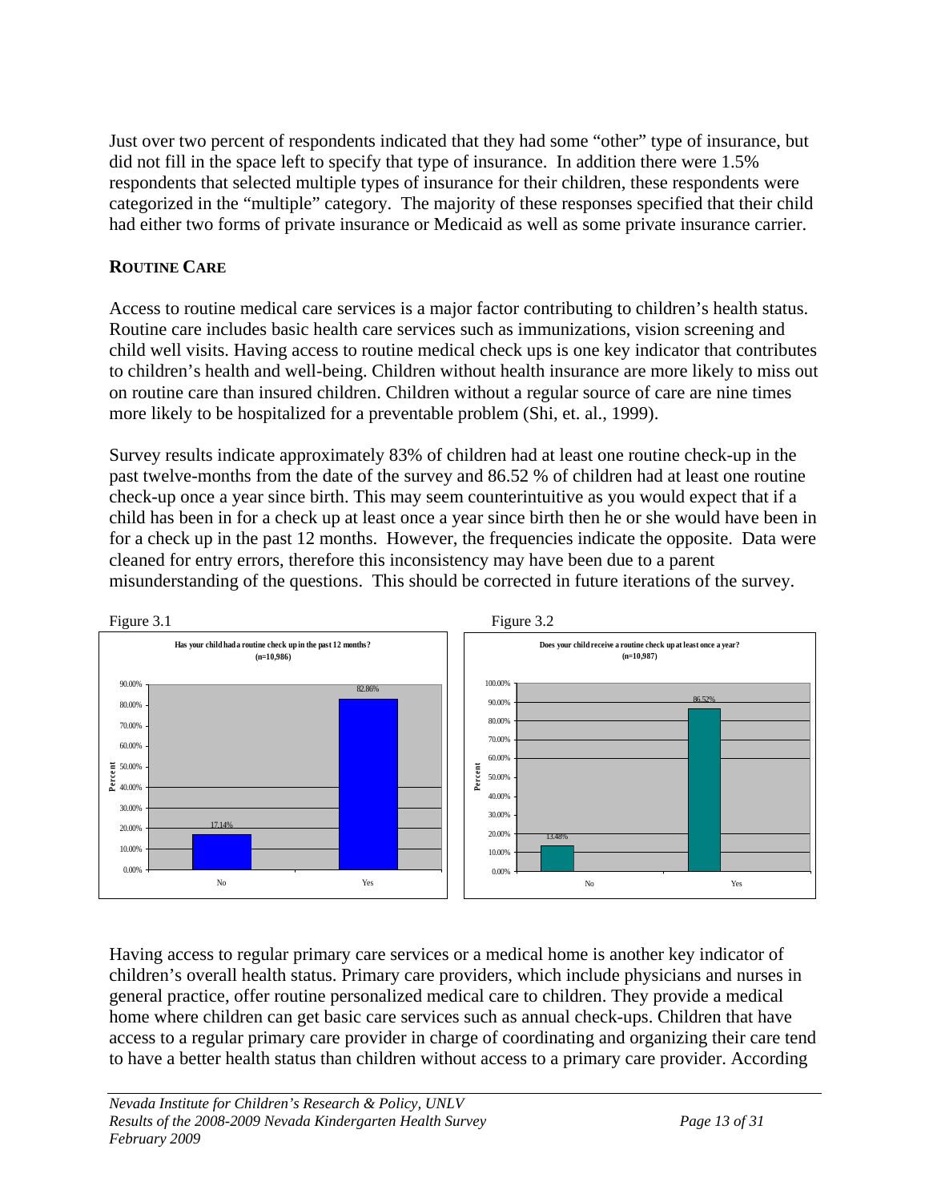Just over two percent of respondents indicated that they had some "other" type of insurance, but did not fill in the space left to specify that type of insurance. In addition there were 1.5% respondents that selected multiple types of insurance for their children, these respondents were categorized in the "multiple" category. The majority of these responses specified that their child had either two forms of private insurance or Medicaid as well as some private insurance carrier.

## ROUTINE CARE

Access to routine medical care services is a major factor contributing to children's health status. Routine care includes basic health care services such as immunizations, vision screening and child well visits. Having access to routine medical check ups is one key indicator that contributes to children's health and well-being. Children without health insurance are more likely to miss out on routine care than insured children. Children without a regular source of care are nine times more likely to be hospitalized for a preventable problem (Shi, et. al., 1999).

Survey results indicate approximately 83% of children had at least one routine check-up in the past twelve-months from the date of the survey and 86.52 % of children had at least one routine check-up once a year since birth. This may seem counterintuitive as you would expect that if a child has been in for a check up at least once a year since birth then he or she would have been in for a check up in the past 12 months. However, the frequencies indicate the opposite. Data were cleaned for entry errors, therefore this inconsistency may have been due to a parent misunderstanding of the questions. This should be corrected in future iterations of the survey.

Figure 3.1

**Has your child had a routine check up in the past 12 months? (n=10,986)**

| Response | Percent |
|---|---|
| No | 17.14% |
| Yes | 82.86% |

Figure 3.2

**Does your child receive a routine check up at least once a year? (n=10,987)**

| Response | Percent |
|---|---|
| No | 13.48% |
| Yes | 86.52% |

Having access to regular primary care services or a medical home is another key indicator of children's overall health status. Primary care providers, which include physicians and nurses in general practice, offer routine personalized medical care to children. They provide a medical home where children can get basic care services such as annual check-ups. Children that have access to a regular primary care provider in charge of coordinating and organizing their care tend to have a better health status than children without access to a primary care provider. According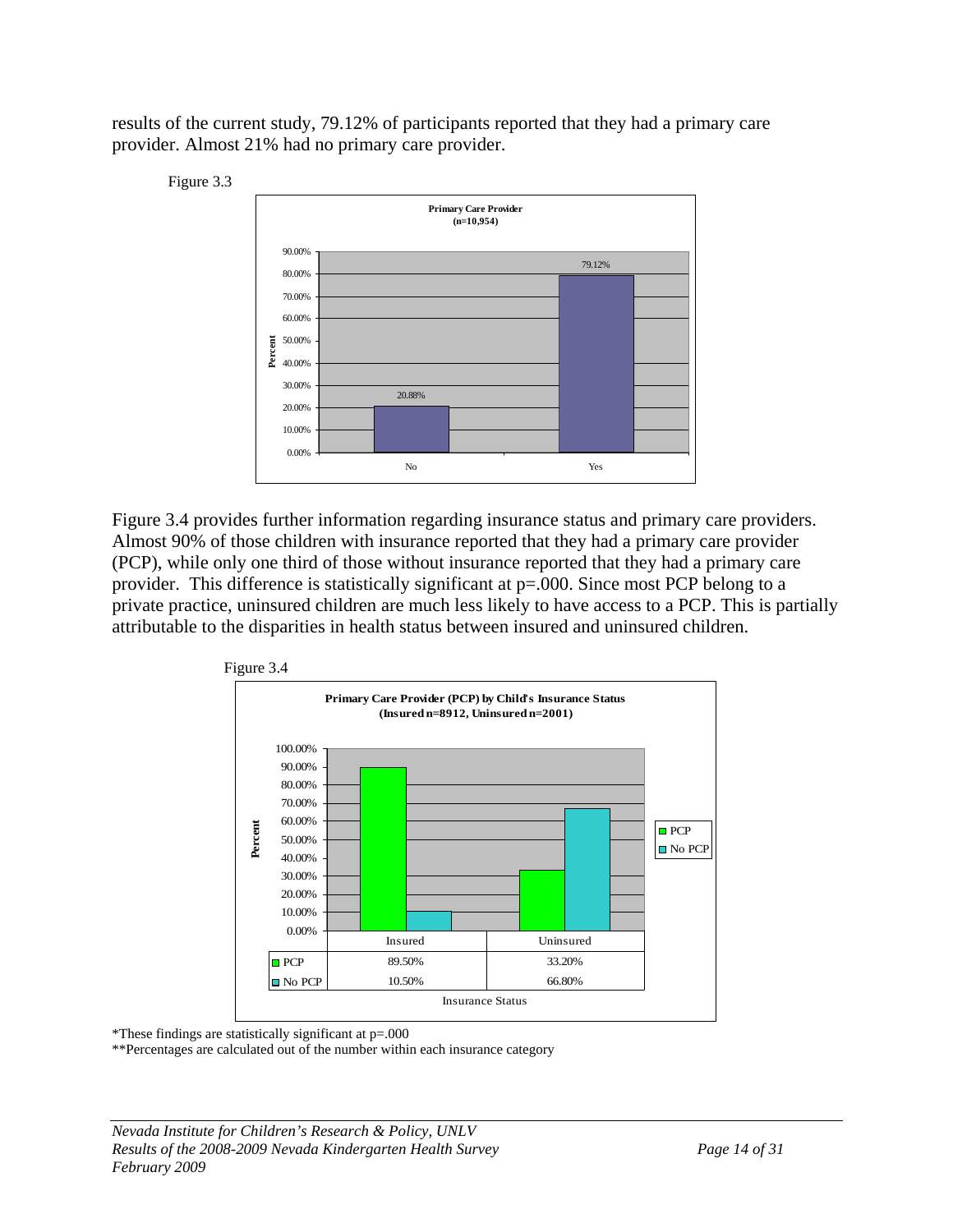results of the current study, 79.12% of participants reported that they had a primary care provider. Almost 21% had no primary care provider.

Figure 3.3

**Primary Care Provider (n=10,954)**

| | Percent |
|---|---|
| No | 20.88% |
| Yes | 79.12% |

Figure 3.4 provides further information regarding insurance status and primary care providers. Almost 90% of those children with insurance reported that they had a primary care provider (PCP), while only one third of those without insurance reported that they had a primary care provider. This difference is statistically significant at p=.000. Since most PCP belong to a private practice, uninsured children are much less likely to have access to a PCP. This is partially attributable to the disparities in health status between insured and uninsured children.

Figure 3.4

**Primary Care Provider (PCP) by Child's Insurance Status (Insured n=8912, Uninsured n=2001)**

| | Insured | Uninsured |
|---|---|---|
| PCP | 89.50% | 33.20% |
| No PCP | 10.50% | 66.80% |

*These findings are statistically significant at p=.000

**Percentages are calculated out of the number within each insurance category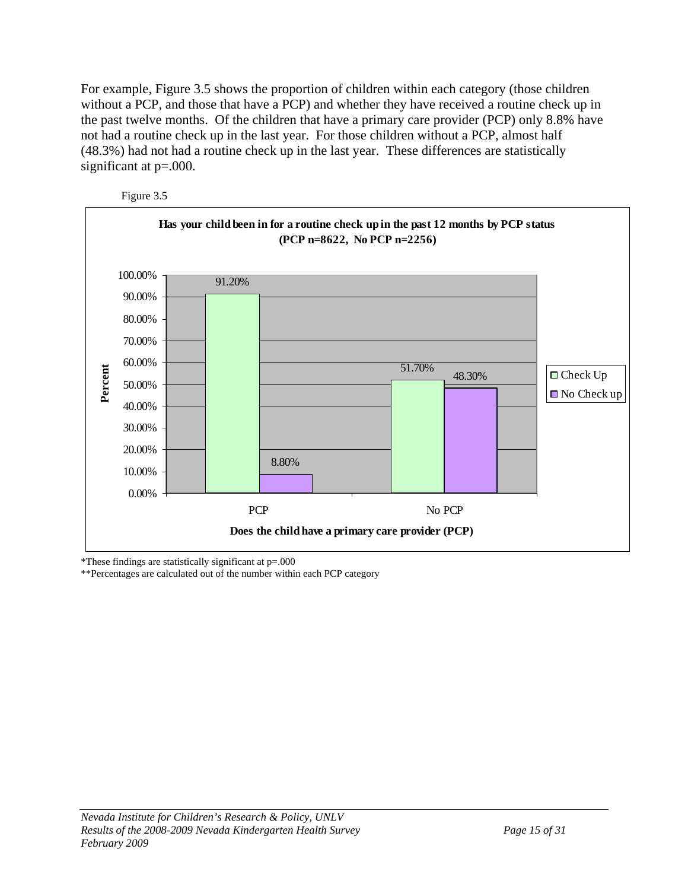For example, Figure 3.5 shows the proportion of children within each category (those children without a PCP, and those that have a PCP) and whether they have received a routine check up in the past twelve months. Of the children that have a primary care provider (PCP) only 8.8% have not had a routine check up in the last year. For those children without a PCP, almost half (48.3%) had not had a routine check up in the last year. These differences are statistically significant at p=.000.

Figure 3.5

**Has your child been in for a routine check up in the past 12 months by PCP status (PCP n=8622, No PCP n=2256)**

| Does the child have a primary care provider (PCP) | Check Up | No Check up |
|---|---|---|
| PCP | 91.20% | 8.80% |
| No PCP | 51.70% | 48.30% |

*These findings are statistically significant at p=.000

**Percentages are calculated out of the number within each PCP category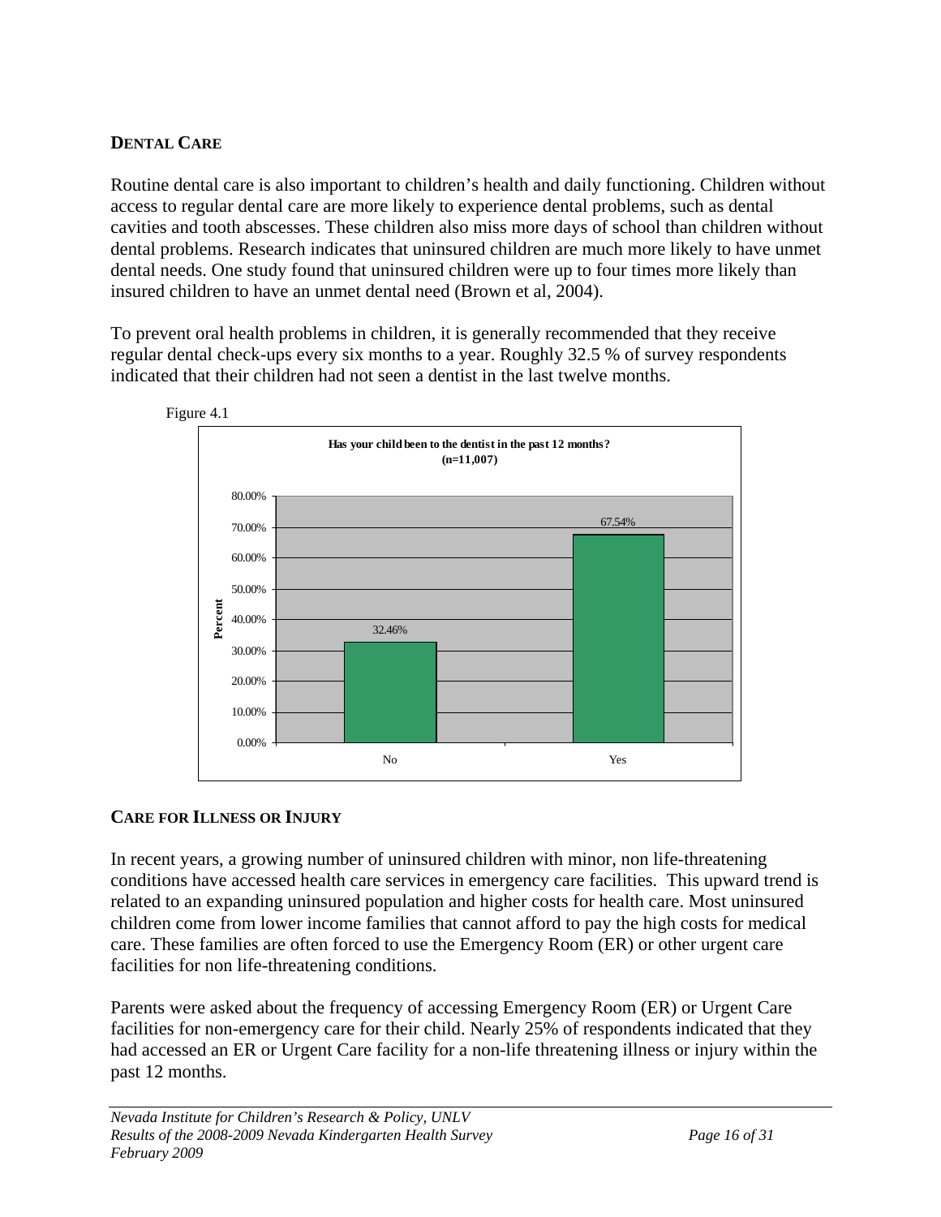## DENTAL CARE

Routine dental care is also important to children's health and daily functioning. Children without access to regular dental care are more likely to experience dental problems, such as dental cavities and tooth abscesses. These children also miss more days of school than children without dental problems. Research indicates that uninsured children are much more likely to have unmet dental needs. One study found that uninsured children were up to four times more likely than insured children to have an unmet dental need (Brown et al, 2004).

To prevent oral health problems in children, it is generally recommended that they receive regular dental check-ups every six months to a year. Roughly 32.5 % of survey respondents indicated that their children had not seen a dentist in the last twelve months.

Figure 4.1

**Has your child been to the dentist in the past 12 months? (n=11,007)**

| Response | Percent |
|---|---|
| No | 32.46% |
| Yes | 67.54% |

## CARE FOR ILLNESS OR INJURY

In recent years, a growing number of uninsured children with minor, non life-threatening conditions have accessed health care services in emergency care facilities. This upward trend is related to an expanding uninsured population and higher costs for health care. Most uninsured children come from lower income families that cannot afford to pay the high costs for medical care. These families are often forced to use the Emergency Room (ER) or other urgent care facilities for non life-threatening conditions.

Parents were asked about the frequency of accessing Emergency Room (ER) or Urgent Care facilities for non-emergency care for their child. Nearly 25% of respondents indicated that they had accessed an ER or Urgent Care facility for a non-life threatening illness or injury within the past 12 months.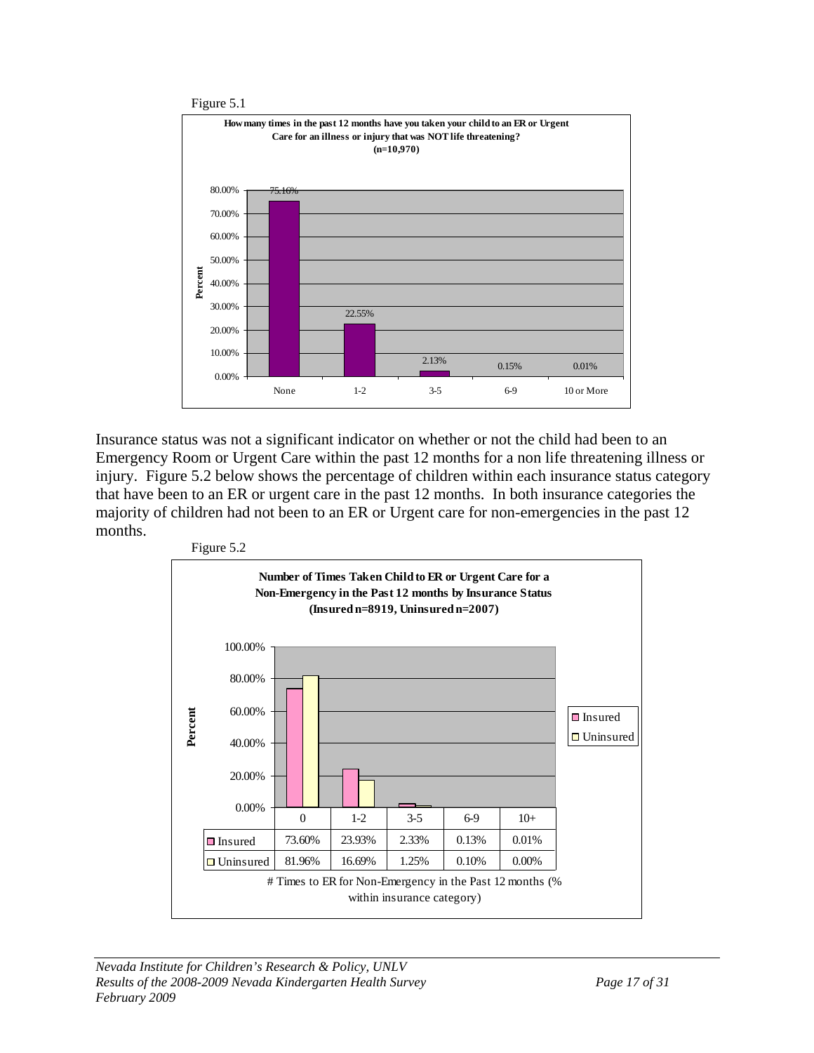Figure 5.1

**How many times in the past 12 months have you taken your child to an ER or Urgent Care for an illness or injury that was NOT life threatening? (n=10,970)**

| | None | 1-2 | 3-5 | 6-9 | 10 or More |
|---|---|---|---|---|---|
| Percent | 75.16% | 22.55% | 2.13% | 0.15% | 0.01% |

Insurance status was not a significant indicator on whether or not the child had been to an Emergency Room or Urgent Care within the past 12 months for a non life threatening illness or injury. Figure 5.2 below shows the percentage of children within each insurance status category that have been to an ER or urgent care in the past 12 months. In both insurance categories the majority of children had not been to an ER or Urgent care for non-emergencies in the past 12 months.

Figure 5.2

**Number of Times Taken Child to ER or Urgent Care for a Non-Emergency in the Past 12 months by Insurance Status (Insured n=8919, Uninsured n=2007)**

| | 0 | 1-2 | 3-5 | 6-9 | 10+ |
|---|---|---|---|---|---|
| Insured | 73.60% | 23.93% | 2.33% | 0.13% | 0.01% |
| Uninsured | 81.96% | 16.69% | 1.25% | 0.10% | 0.00% |

# Times to ER for Non-Emergency in the Past 12 months (% within insurance category)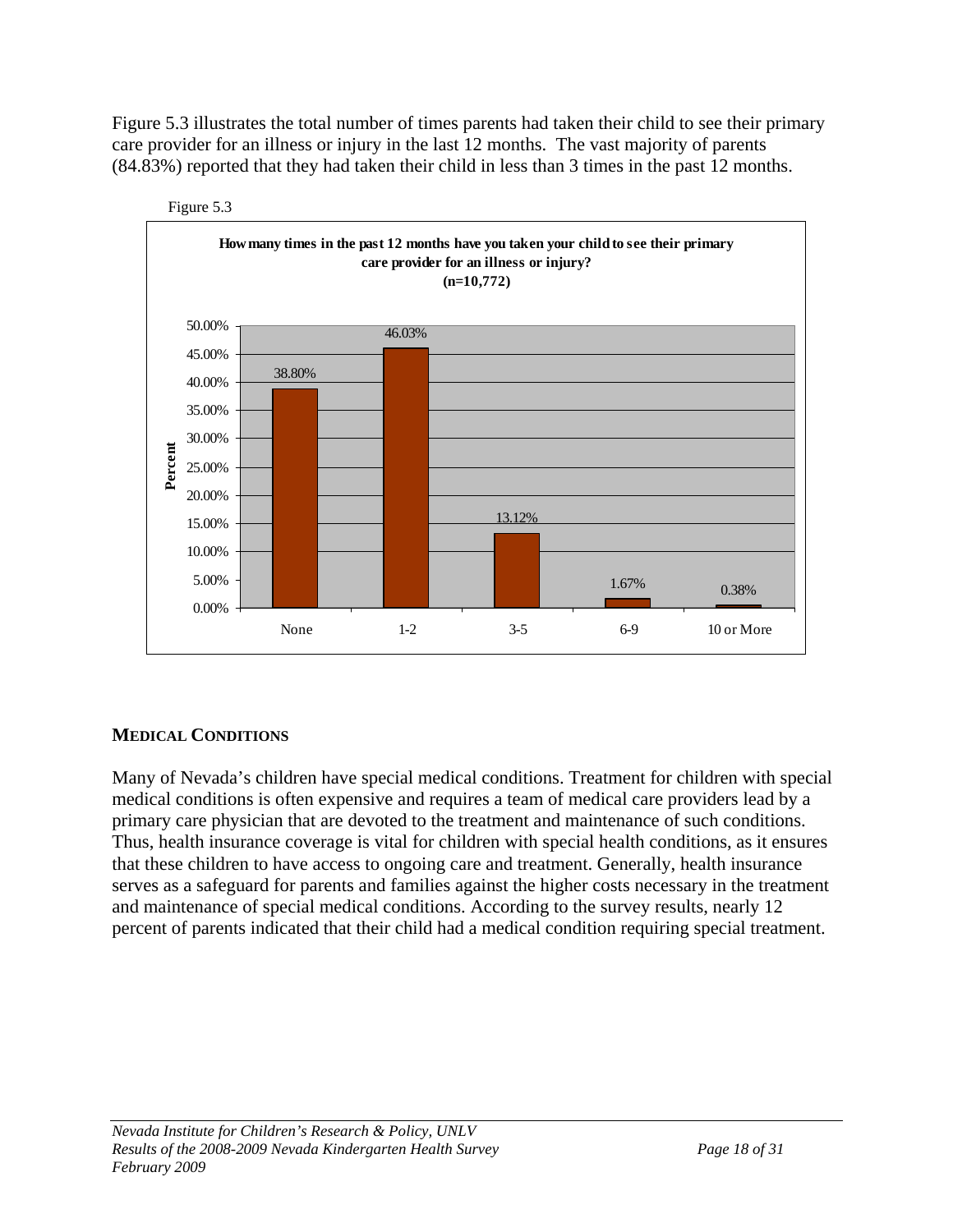Figure 5.3 illustrates the total number of times parents had taken their child to see their primary care provider for an illness or injury in the last 12 months. The vast majority of parents (84.83%) reported that they had taken their child in less than 3 times in the past 12 months.

Figure 5.3

**How many times in the past 12 months have you taken your child to see their primary care provider for an illness or injury? (n=10,772)**

| Number of Visits | Percent |
|---|---|
| None | 38.80% |
| 1-2 | 46.03% |
| 3-5 | 13.12% |
| 6-9 | 1.67% |
| 10 or More | 0.38% |

## MEDICAL CONDITIONS

Many of Nevada's children have special medical conditions. Treatment for children with special medical conditions is often expensive and requires a team of medical care providers lead by a primary care physician that are devoted to the treatment and maintenance of such conditions. Thus, health insurance coverage is vital for children with special health conditions, as it ensures that these children to have access to ongoing care and treatment. Generally, health insurance serves as a safeguard for parents and families against the higher costs necessary in the treatment and maintenance of special medical conditions. According to the survey results, nearly 12 percent of parents indicated that their child had a medical condition requiring special treatment.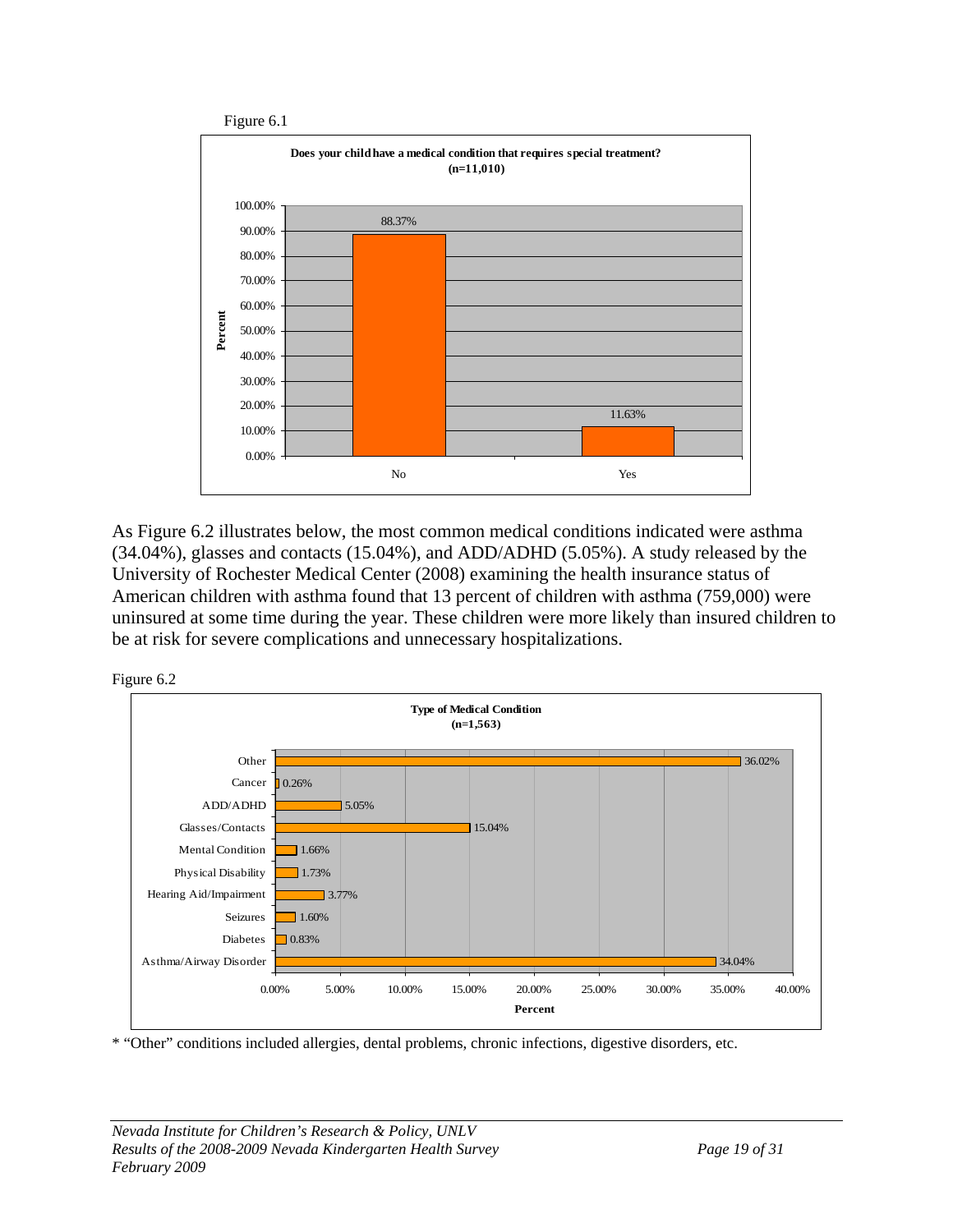Figure 6.1

**Does your child have a medical condition that requires special treatment? (n=11,010)**

| Response | Percent |
|---|---|
| No | 88.37% |
| Yes | 11.63% |

As Figure 6.2 illustrates below, the most common medical conditions indicated were asthma (34.04%), glasses and contacts (15.04%), and ADD/ADHD (5.05%). A study released by the University of Rochester Medical Center (2008) examining the health insurance status of American children with asthma found that 13 percent of children with asthma (759,000) were uninsured at some time during the year. These children were more likely than insured children to be at risk for severe complications and unnecessary hospitalizations.

Figure 6.2

**Type of Medical Condition (n=1,563)**

| Condition | Percent |
|---|---|
| Other | 36.02% |
| Cancer | 0.26% |
| ADD/ADHD | 5.05% |
| Glasses/Contacts | 15.04% |
| Mental Condition | 1.66% |
| Physical Disability | 1.73% |
| Hearing Aid/Impairment | 3.77% |
| Seizures | 1.60% |
| Diabetes | 0.83% |
| Asthma/Airway Disorder | 34.04% |

* "Other" conditions included allergies, dental problems, chronic infections, digestive disorders, etc.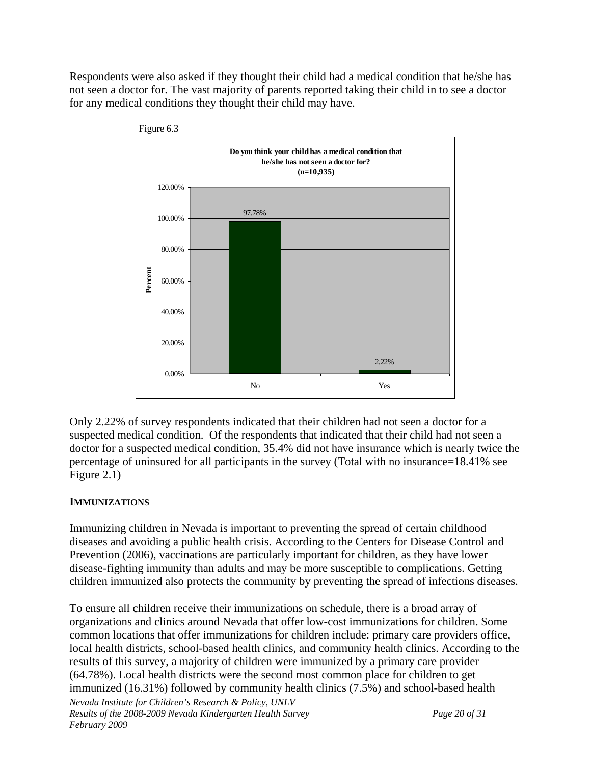Respondents were also asked if they thought their child had a medical condition that he/she has not seen a doctor for. The vast majority of parents reported taking their child in to see a doctor for any medical conditions they thought their child may have.

Figure 6.3

**Do you think your child has a medical condition that he/she has not seen a doctor for? (n=10,935)**

| Response | Percent |
|---|---|
| No | 97.78% |
| Yes | 2.22% |

Only 2.22% of survey respondents indicated that their children had not seen a doctor for a suspected medical condition. Of the respondents that indicated that their child had not seen a doctor for a suspected medical condition, 35.4% did not have insurance which is nearly twice the percentage of uninsured for all participants in the survey (Total with no insurance=18.41% see Figure 2.1)

## IMMUNIZATIONS

Immunizing children in Nevada is important to preventing the spread of certain childhood diseases and avoiding a public health crisis. According to the Centers for Disease Control and Prevention (2006), vaccinations are particularly important for children, as they have lower disease-fighting immunity than adults and may be more susceptible to complications. Getting children immunized also protects the community by preventing the spread of infections diseases.

To ensure all children receive their immunizations on schedule, there is a broad array of organizations and clinics around Nevada that offer low-cost immunizations for children. Some common locations that offer immunizations for children include: primary care providers office, local health districts, school-based health clinics, and community health clinics. According to the results of this survey, a majority of children were immunized by a primary care provider (64.78%). Local health districts were the second most common place for children to get immunized (16.31%) followed by community health clinics (7.5%) and school-based health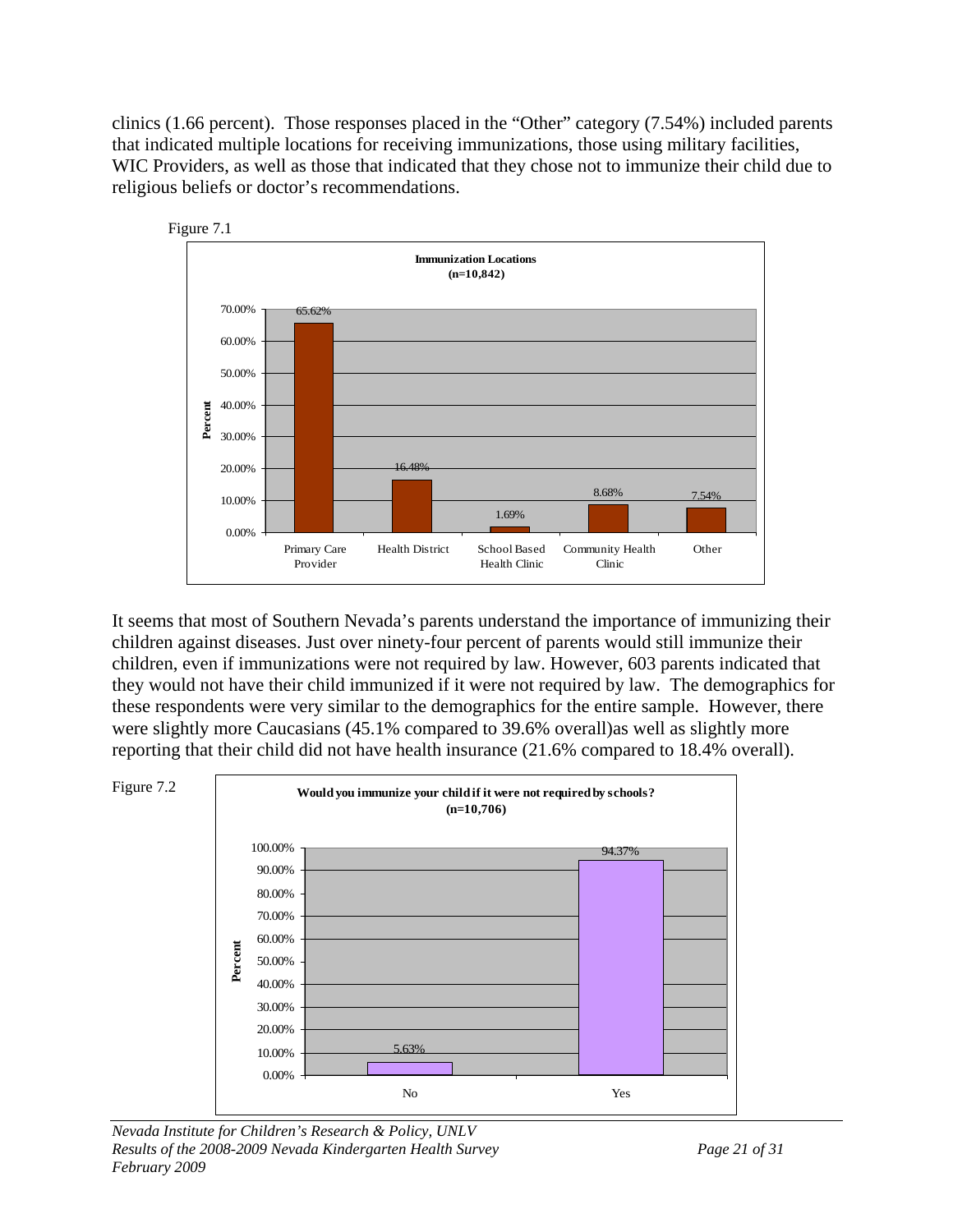clinics (1.66 percent). Those responses placed in the "Other" category (7.54%) included parents that indicated multiple locations for receiving immunizations, those using military facilities, WIC Providers, as well as those that indicated that they chose not to immunize their child due to religious beliefs or doctor's recommendations.

Figure 7.1

**Immunization Locations (n=10,842)**

| Location | Percent |
|---|---|
| Primary Care Provider | 65.62% |
| Health District | 16.48% |
| School Based Health Clinic | 1.69% |
| Community Health Clinic | 8.68% |
| Other | 7.54% |

It seems that most of Southern Nevada's parents understand the importance of immunizing their children against diseases. Just over ninety-four percent of parents would still immunize their children, even if immunizations were not required by law. However, 603 parents indicated that they would not have their child immunized if it were not required by law. The demographics for these respondents were very similar to the demographics for the entire sample. However, there were slightly more Caucasians (45.1% compared to 39.6% overall)as well as slightly more reporting that their child did not have health insurance (21.6% compared to 18.4% overall).

Figure 7.2

**Would you immunize your child if it were not required by schools? (n=10,706)**

| Response | Percent |
|---|---|
| No | 5.63% |
| Yes | 94.37% |

*Nevada Institute for Children's Research & Policy, UNLV*
*Results of the 2008-2009 Nevada Kindergarten Health Survey*
*February 2009*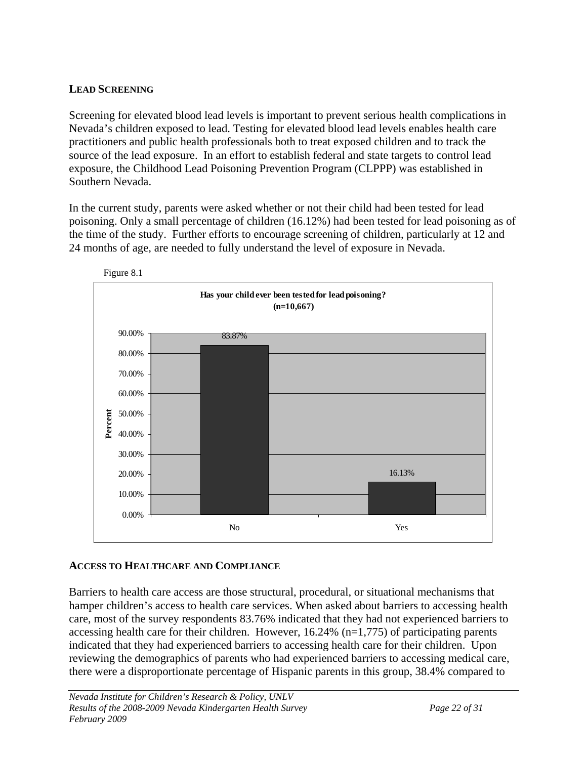## LEAD SCREENING

Screening for elevated blood lead levels is important to prevent serious health complications in Nevada's children exposed to lead. Testing for elevated blood lead levels enables health care practitioners and public health professionals both to treat exposed children and to track the source of the lead exposure. In an effort to establish federal and state targets to control lead exposure, the Childhood Lead Poisoning Prevention Program (CLPPP) was established in Southern Nevada.

In the current study, parents were asked whether or not their child had been tested for lead poisoning. Only a small percentage of children (16.12%) had been tested for lead poisoning as of the time of the study. Further efforts to encourage screening of children, particularly at 12 and 24 months of age, are needed to fully understand the level of exposure in Nevada.

Figure 8.1

**Has your child ever been tested for lead poisoning? (n=10,667)**

| Response | Percent |
| --- | --- |
| No | 83.87% |
| Yes | 16.13% |

## ACCESS TO HEALTHCARE AND COMPLIANCE

Barriers to health care access are those structural, procedural, or situational mechanisms that hamper children's access to health care services. When asked about barriers to accessing health care, most of the survey respondents 83.76% indicated that they had not experienced barriers to accessing health care for their children. However, 16.24% (n=1,775) of participating parents indicated that they had experienced barriers to accessing health care for their children. Upon reviewing the demographics of parents who had experienced barriers to accessing medical care, there were a disproportionate percentage of Hispanic parents in this group, 38.4% compared to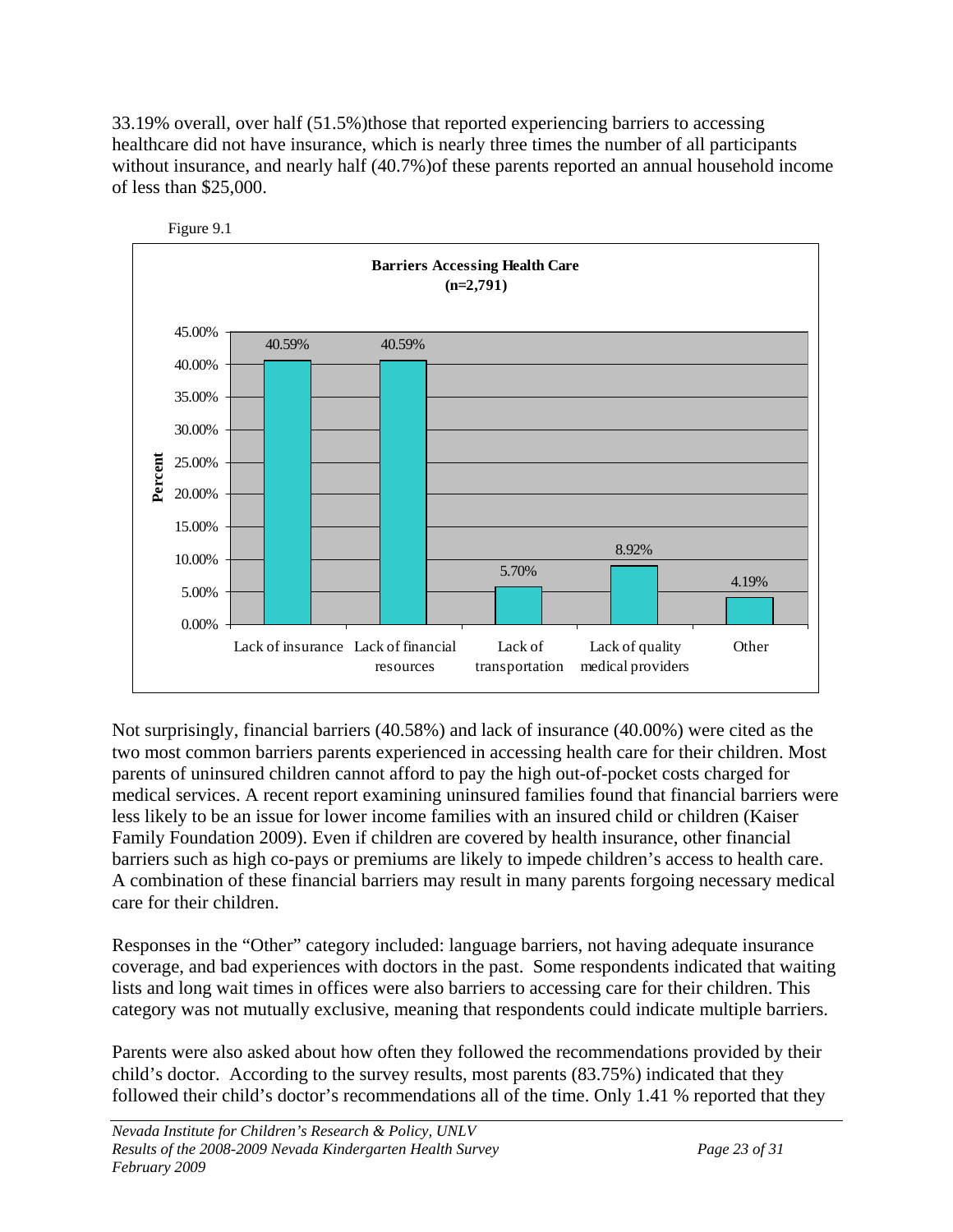33.19% overall, over half (51.5%)those that reported experiencing barriers to accessing healthcare did not have insurance, which is nearly three times the number of all participants without insurance, and nearly half (40.7%)of these parents reported an annual household income of less than $25,000.

Figure 9.1

**Barriers Accessing Health Care (n=2,791)**

| Barrier | Percent |
|---|---|
| Lack of insurance | 40.59% |
| Lack of financial resources | 40.59% |
| Lack of transportation | 5.70% |
| Lack of quality medical providers | 8.92% |
| Other | 4.19% |

Not surprisingly, financial barriers (40.58%) and lack of insurance (40.00%) were cited as the two most common barriers parents experienced in accessing health care for their children. Most parents of uninsured children cannot afford to pay the high out-of-pocket costs charged for medical services. A recent report examining uninsured families found that financial barriers were less likely to be an issue for lower income families with an insured child or children (Kaiser Family Foundation 2009). Even if children are covered by health insurance, other financial barriers such as high co-pays or premiums are likely to impede children's access to health care. A combination of these financial barriers may result in many parents forgoing necessary medical care for their children.

Responses in the "Other" category included: language barriers, not having adequate insurance coverage, and bad experiences with doctors in the past. Some respondents indicated that waiting lists and long wait times in offices were also barriers to accessing care for their children. This category was not mutually exclusive, meaning that respondents could indicate multiple barriers.

Parents were also asked about how often they followed the recommendations provided by their child's doctor. According to the survey results, most parents (83.75%) indicated that they followed their child's doctor's recommendations all of the time. Only 1.41 % reported that they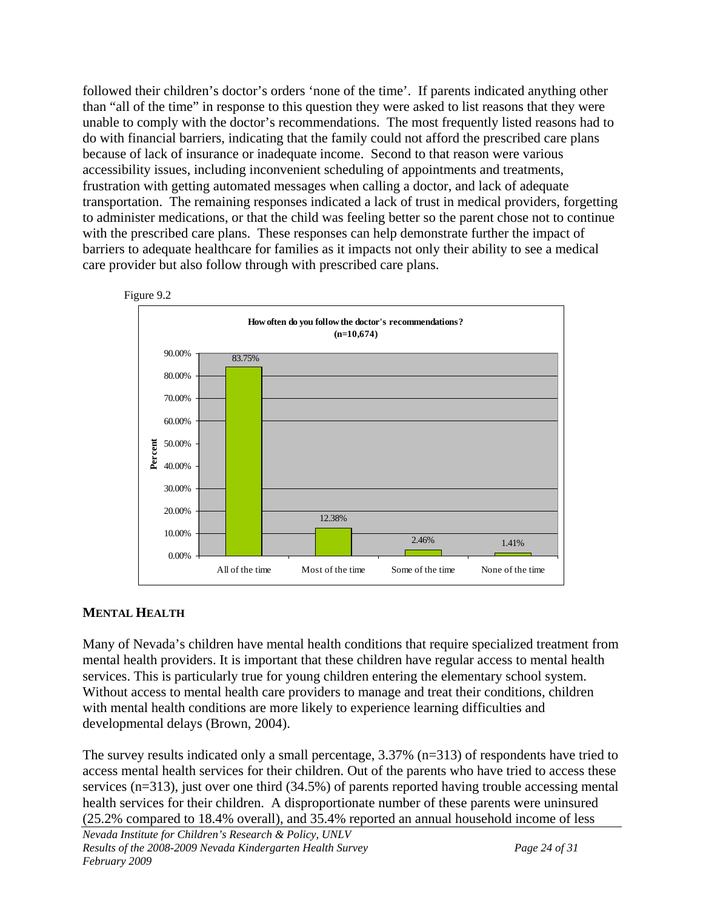followed their children's doctor's orders 'none of the time'. If parents indicated anything other than "all of the time" in response to this question they were asked to list reasons that they were unable to comply with the doctor's recommendations. The most frequently listed reasons had to do with financial barriers, indicating that the family could not afford the prescribed care plans because of lack of insurance or inadequate income. Second to that reason were various accessibility issues, including inconvenient scheduling of appointments and treatments, frustration with getting automated messages when calling a doctor, and lack of adequate transportation. The remaining responses indicated a lack of trust in medical providers, forgetting to administer medications, or that the child was feeling better so the parent chose not to continue with the prescribed care plans. These responses can help demonstrate further the impact of barriers to adequate healthcare for families as it impacts not only their ability to see a medical care provider but also follow through with prescribed care plans.

Figure 9.2

**How often do you follow the doctor's recommendations? (n=10,674)**

| Response | Percent |
|---|---|
| All of the time | 83.75% |
| Most of the time | 12.38% |
| Some of the time | 2.46% |
| None of the time | 1.41% |

## MENTAL HEALTH

Many of Nevada's children have mental health conditions that require specialized treatment from mental health providers. It is important that these children have regular access to mental health services. This is particularly true for young children entering the elementary school system. Without access to mental health care providers to manage and treat their conditions, children with mental health conditions are more likely to experience learning difficulties and developmental delays (Brown, 2004).

The survey results indicated only a small percentage, 3.37% (n=313) of respondents have tried to access mental health services for their children. Out of the parents who have tried to access these services (n=313), just over one third (34.5%) of parents reported having trouble accessing mental health services for their children. A disproportionate number of these parents were uninsured (25.2% compared to 18.4% overall), and 35.4% reported an annual household income of less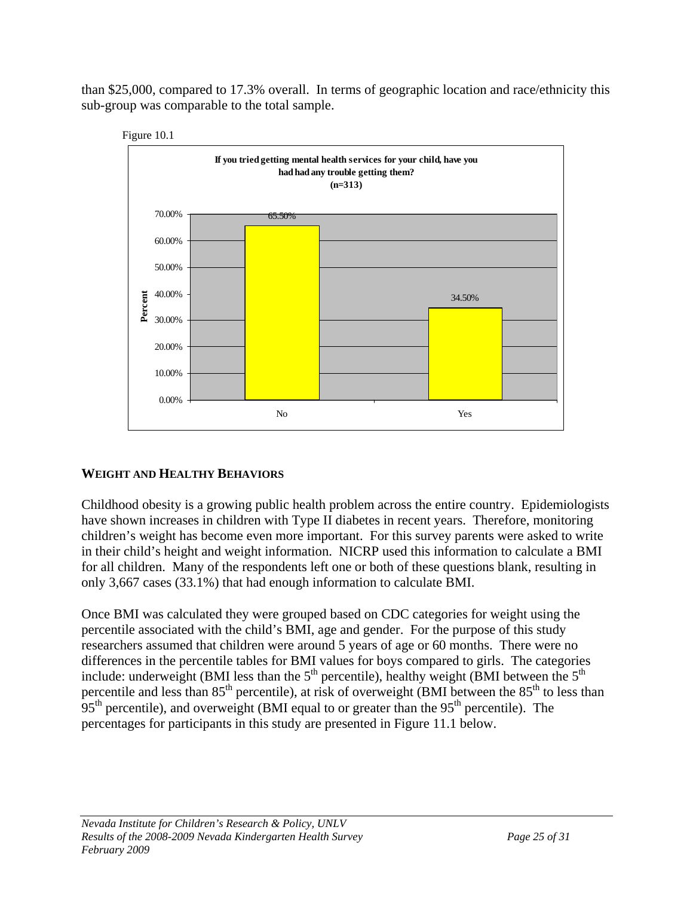than $25,000, compared to 17.3% overall. In terms of geographic location and race/ethnicity this sub-group was comparable to the total sample.

Figure 10.1

**If you tried getting mental health services for your child, have you had had any trouble getting them? (n=313)**

| Response | Percent |
|---|---|
| No | 65.50% |
| Yes | 34.50% |

## WEIGHT AND HEALTHY BEHAVIORS

Childhood obesity is a growing public health problem across the entire country. Epidemiologists have shown increases in children with Type II diabetes in recent years. Therefore, monitoring children's weight has become even more important. For this survey parents were asked to write in their child's height and weight information. NICRP used this information to calculate a BMI for all children. Many of the respondents left one or both of these questions blank, resulting in only 3,667 cases (33.1%) that had enough information to calculate BMI.

Once BMI was calculated they were grouped based on CDC categories for weight using the percentile associated with the child's BMI, age and gender. For the purpose of this study researchers assumed that children were around 5 years of age or 60 months. There were no differences in the percentile tables for BMI values for boys compared to girls. The categories include: underweight (BMI less than the 5th percentile), healthy weight (BMI between the 5th percentile and less than 85th percentile), at risk of overweight (BMI between the 85th to less than 95th percentile), and overweight (BMI equal to or greater than the 95th percentile). The percentages for participants in this study are presented in Figure 11.1 below.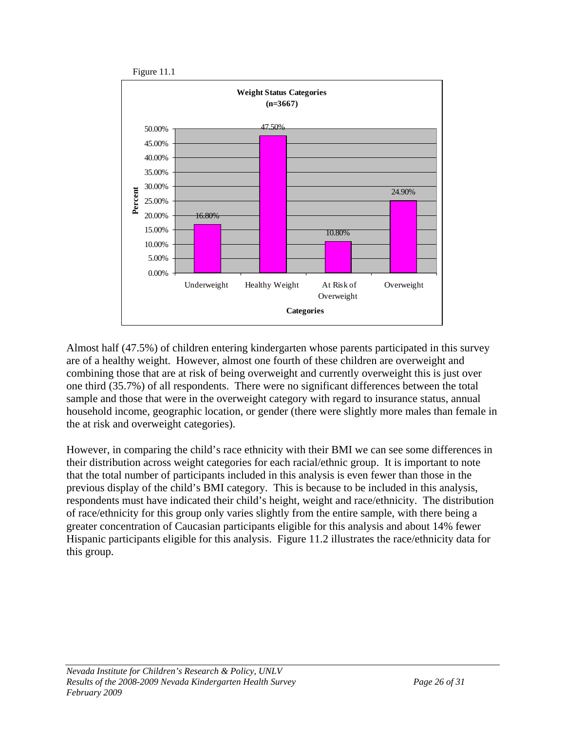Figure 11.1

**Weight Status Categories (n=3667)**

| Categories | Percent |
|---|---|
| Underweight | 16.80% |
| Healthy Weight | 47.50% |
| At Risk of Overweight | 10.80% |
| Overweight | 24.90% |

Almost half (47.5%) of children entering kindergarten whose parents participated in this survey are of a healthy weight. However, almost one fourth of these children are overweight and combining those that are at risk of being overweight and currently overweight this is just over one third (35.7%) of all respondents. There were no significant differences between the total sample and those that were in the overweight category with regard to insurance status, annual household income, geographic location, or gender (there were slightly more males than female in the at risk and overweight categories).

However, in comparing the child's race ethnicity with their BMI we can see some differences in their distribution across weight categories for each racial/ethnic group. It is important to note that the total number of participants included in this analysis is even fewer than those in the previous display of the child's BMI category. This is because to be included in this analysis, respondents must have indicated their child's height, weight and race/ethnicity. The distribution of race/ethnicity for this group only varies slightly from the entire sample, with there being a greater concentration of Caucasian participants eligible for this analysis and about 14% fewer Hispanic participants eligible for this analysis. Figure 11.2 illustrates the race/ethnicity data for this group.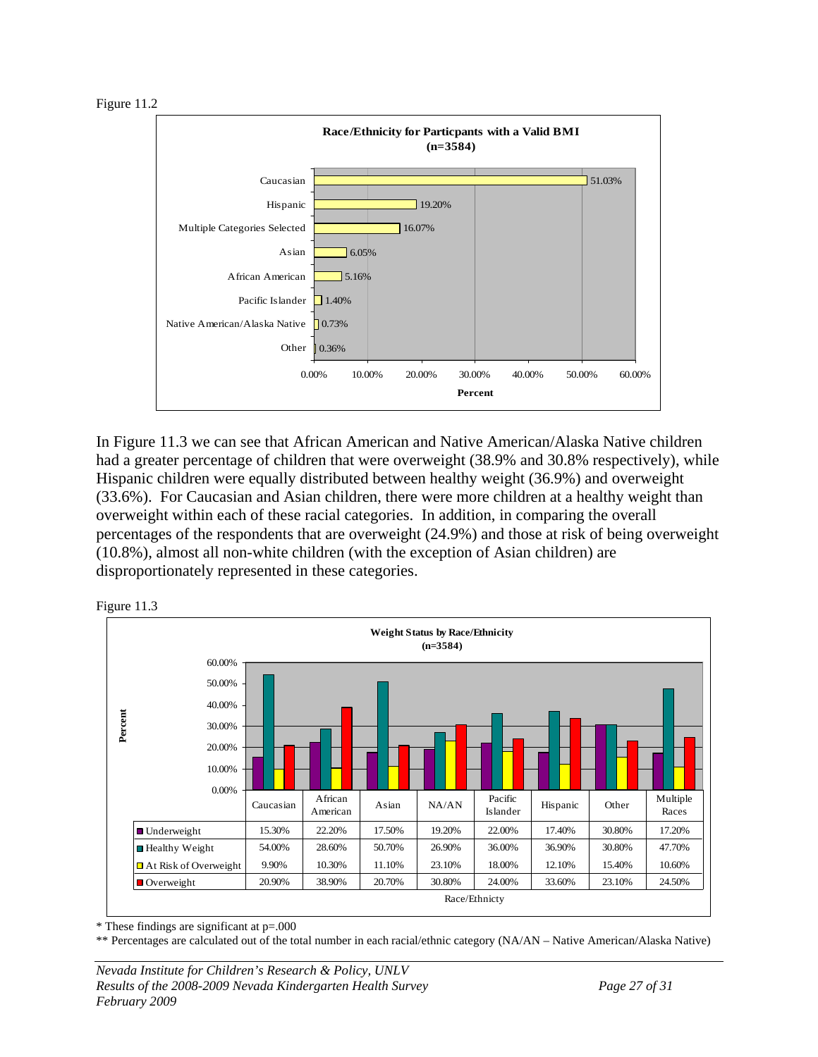Figure 11.2

**Race/Ethnicity for Particpants with a Valid BMI (n=3584)**

| Race/Ethnicity | Percent |
|---|---|
| Caucasian | 51.03% |
| Hispanic | 19.20% |
| Multiple Categories Selected | 16.07% |
| Asian | 6.05% |
| African American | 5.16% |
| Pacific Islander | 1.40% |
| Native American/Alaska Native | 0.73% |
| Other | 0.36% |

In Figure 11.3 we can see that African American and Native American/Alaska Native children had a greater percentage of children that were overweight (38.9% and 30.8% respectively), while Hispanic children were equally distributed between healthy weight (36.9%) and overweight (33.6%). For Caucasian and Asian children, there were more children at a healthy weight than overweight within each of these racial categories. In addition, in comparing the overall percentages of the respondents that are overweight (24.9%) and those at risk of being overweight (10.8%), almost all non-white children (with the exception of Asian children) are disproportionately represented in these categories.

Figure 11.3

**Weight Status by Race/Ethnicity (n=3584)**

| | Caucasian | African American | Asian | NA/AN | Pacific Islander | Hispanic | Other | Multiple Races |
|---|---|---|---|---|---|---|---|---|
| Underweight | 15.30% | 22.20% | 17.50% | 19.20% | 22.00% | 17.40% | 30.80% | 17.20% |
| Healthy Weight | 54.00% | 28.60% | 50.70% | 26.90% | 36.00% | 36.90% | 30.80% | 47.70% |
| At Risk of Overweight | 9.90% | 10.30% | 11.10% | 23.10% | 18.00% | 12.10% | 15.40% | 10.60% |
| Overweight | 20.90% | 38.90% | 20.70% | 30.80% | 24.00% | 33.60% | 23.10% | 24.50% |

\* These findings are significant at p=.000

\*\* Percentages are calculated out of the total number in each racial/ethnic category (NA/AN – Native American/Alaska Native)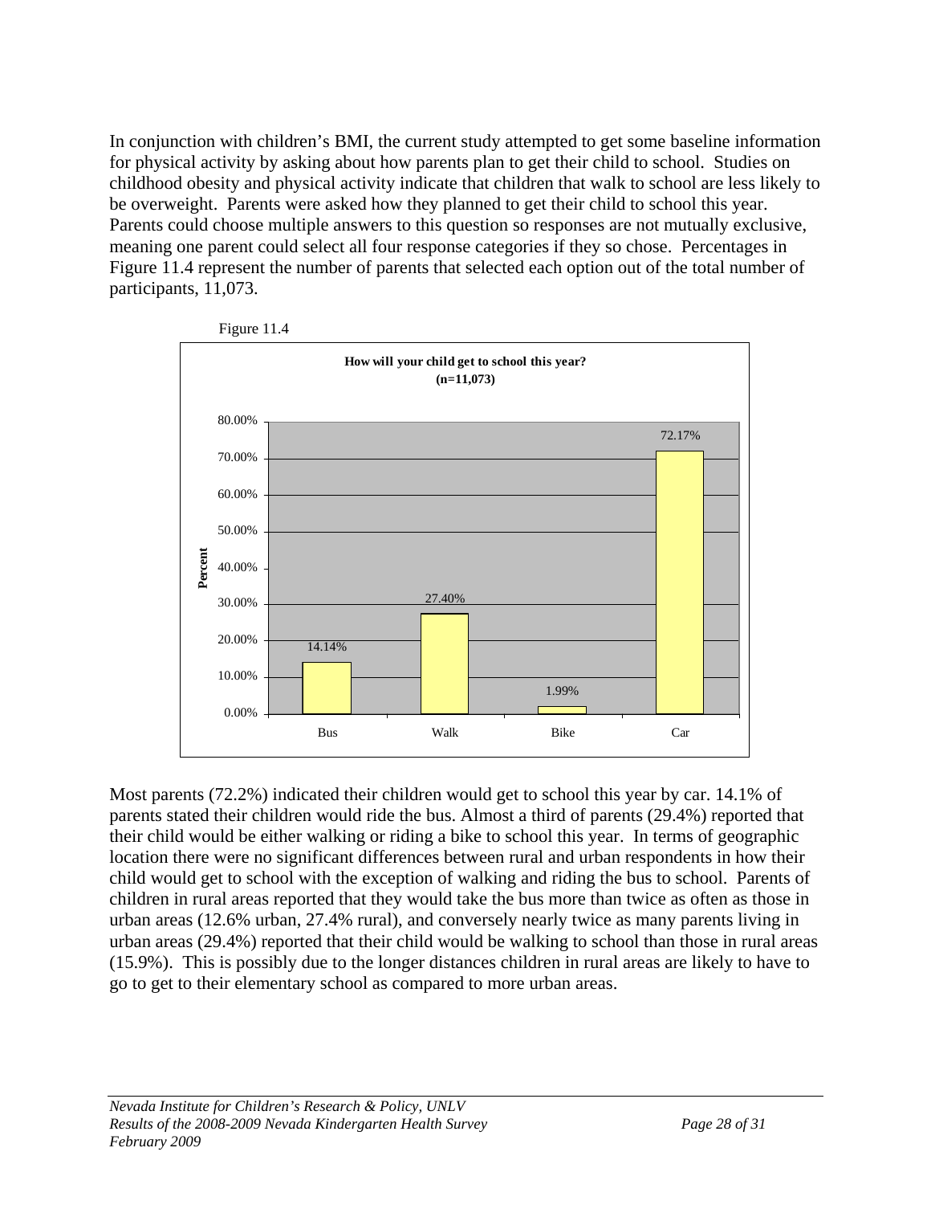In conjunction with children's BMI, the current study attempted to get some baseline information for physical activity by asking about how parents plan to get their child to school. Studies on childhood obesity and physical activity indicate that children that walk to school are less likely to be overweight. Parents were asked how they planned to get their child to school this year. Parents could choose multiple answers to this question so responses are not mutually exclusive, meaning one parent could select all four response categories if they so chose. Percentages in Figure 11.4 represent the number of parents that selected each option out of the total number of participants, 11,073.

Figure 11.4

**How will your child get to school this year? (n=11,073)**

| | Percent |
|---|---|
| Bus | 14.14% |
| Walk | 27.40% |
| Bike | 1.99% |
| Car | 72.17% |

Most parents (72.2%) indicated their children would get to school this year by car. 14.1% of parents stated their children would ride the bus. Almost a third of parents (29.4%) reported that their child would be either walking or riding a bike to school this year. In terms of geographic location there were no significant differences between rural and urban respondents in how their child would get to school with the exception of walking and riding the bus to school. Parents of children in rural areas reported that they would take the bus more than twice as often as those in urban areas (12.6% urban, 27.4% rural), and conversely nearly twice as many parents living in urban areas (29.4%) reported that their child would be walking to school than those in rural areas (15.9%). This is possibly due to the longer distances children in rural areas are likely to have to go to get to their elementary school as compared to more urban areas.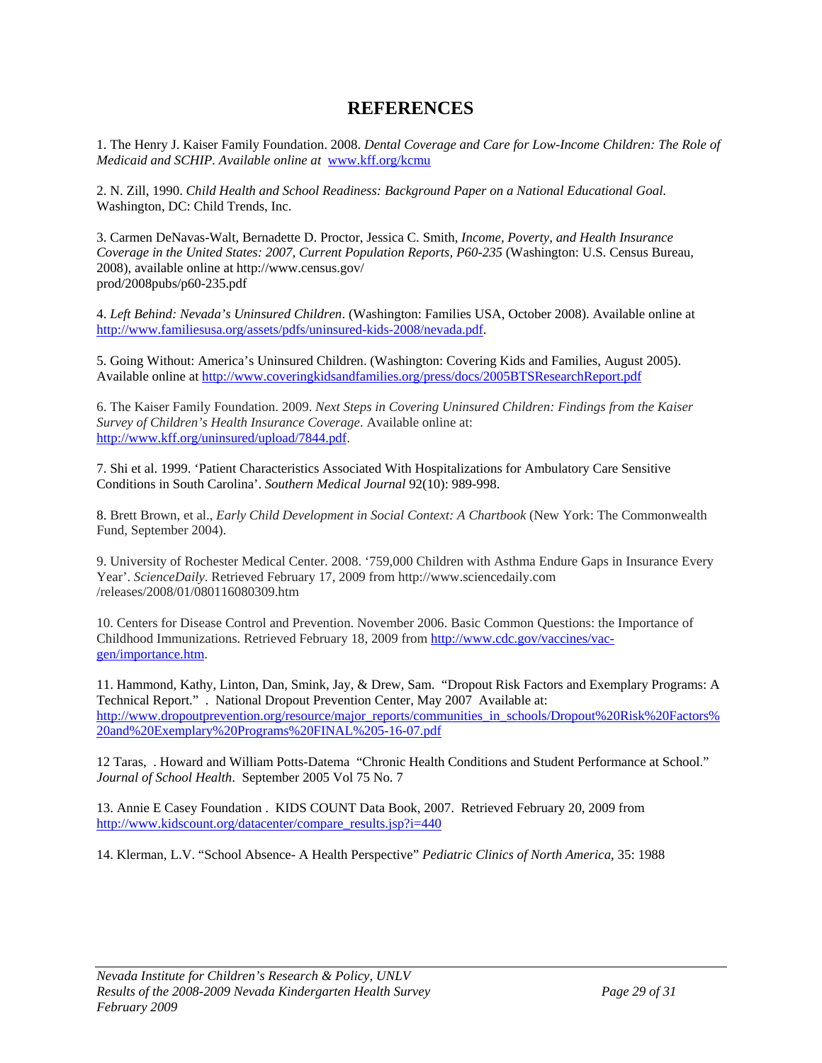# REFERENCES

1. The Henry J. Kaiser Family Foundation. 2008. *Dental Coverage and Care for Low-Income Children: The Role of Medicaid and SCHIP*. *Available online at* www.kff.org/kcmu

2. N. Zill, 1990. *Child Health and School Readiness: Background Paper on a National Educational Goal.* Washington, DC: Child Trends, Inc.

3. Carmen DeNavas-Walt, Bernadette D. Proctor, Jessica C. Smith, *Income, Poverty, and Health Insurance Coverage in the United States: 2007, Current Population Reports, P60-235* (Washington: U.S. Census Bureau, 2008), available online at http://www.census.gov/prod/2008pubs/p60-235.pdf

4. *Left Behind: Nevada's Uninsured Children*. (Washington: Families USA, October 2008). Available online at http://www.familiesusa.org/assets/pdfs/uninsured-kids-2008/nevada.pdf.

5. Going Without: America's Uninsured Children. (Washington: Covering Kids and Families, August 2005). Available online at http://www.coveringkidsandfamilies.org/press/docs/2005BTSResearchReport.pdf

6. The Kaiser Family Foundation. 2009. *Next Steps in Covering Uninsured Children: Findings from the Kaiser Survey of Children's Health Insurance Coverage*. Available online at: http://www.kff.org/uninsured/upload/7844.pdf.

7. Shi et al. 1999. 'Patient Characteristics Associated With Hospitalizations for Ambulatory Care Sensitive Conditions in South Carolina'. *Southern Medical Journal* 92(10): 989-998.

8. Brett Brown, et al., *Early Child Development in Social Context: A Chartbook* (New York: The Commonwealth Fund, September 2004).

9. University of Rochester Medical Center. 2008. '759,000 Children with Asthma Endure Gaps in Insurance Every Year'. *ScienceDaily*. Retrieved February 17, 2009 from http://www.sciencedaily.com/releases/2008/01/080116080309.htm

10. Centers for Disease Control and Prevention. November 2006. Basic Common Questions: the Importance of Childhood Immunizations. Retrieved February 18, 2009 from http://www.cdc.gov/vaccines/vac-gen/importance.htm.

11. Hammond, Kathy, Linton, Dan, Smink, Jay, & Drew, Sam. "Dropout Risk Factors and Exemplary Programs: A Technical Report." . National Dropout Prevention Center, May 2007 Available at: http://www.dropoutprevention.org/resource/major_reports/communities_in_schools/Dropout%20Risk%20Factors%20and%20Exemplary%20Programs%20FINAL%205-16-07.pdf

12 Taras, . Howard and William Potts-Datema "Chronic Health Conditions and Student Performance at School." *Journal of School Health*. September 2005 Vol 75 No. 7

13. Annie E Casey Foundation . KIDS COUNT Data Book, 2007. Retrieved February 20, 2009 from http://www.kidscount.org/datacenter/compare_results.jsp?i=440

14. Klerman, L.V. "School Absence- A Health Perspective" *Pediatric Clinics of North America*, 35: 1988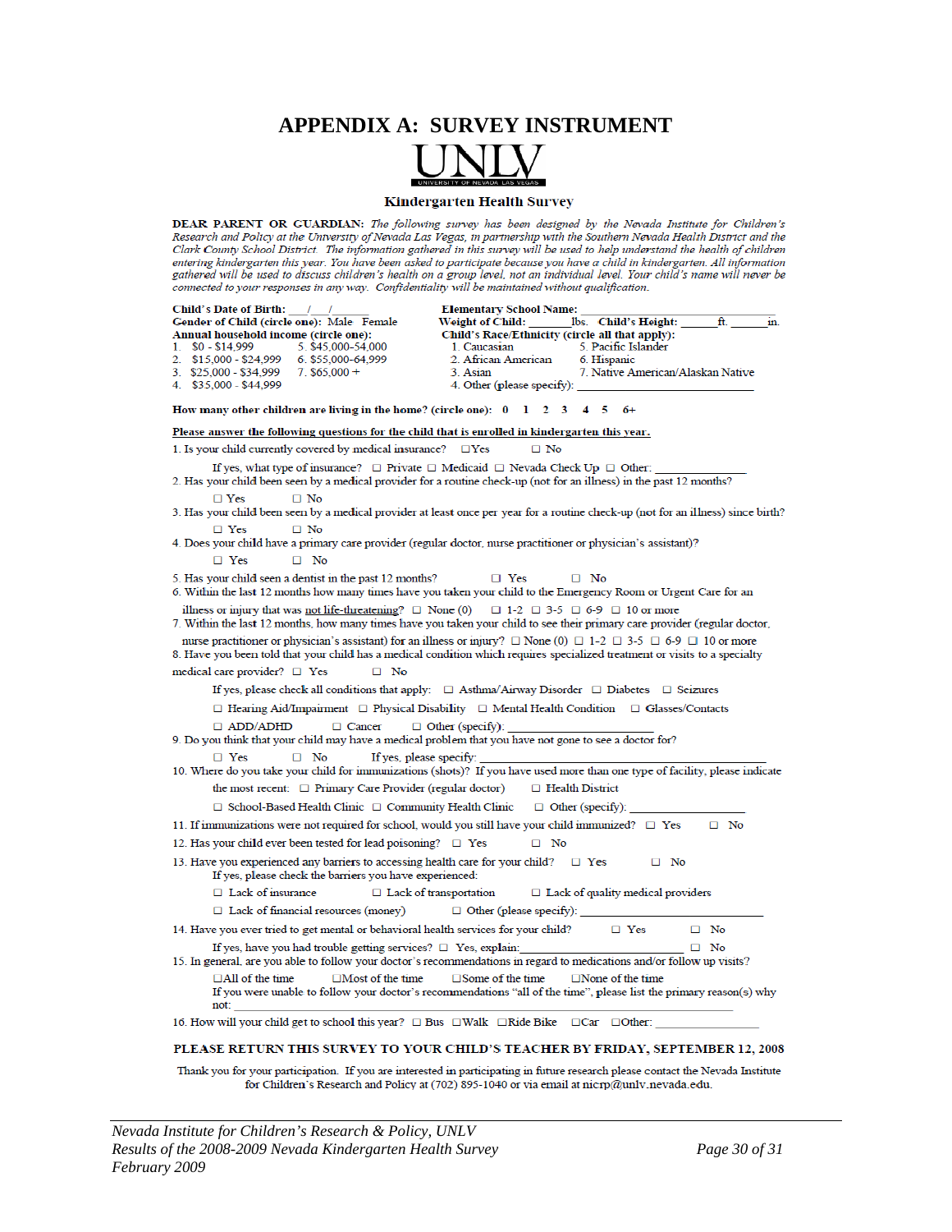# APPENDIX A: SURVEY INSTRUMENT

UNLV

UNIVERSITY OF NEVADA LAS VEGAS

## Kindergarten Health Survey

**DEAR PARENT OR GUARDIAN:** *The following survey has been designed by the Nevada Institute for Children's Research and Policy at the University of Nevada Las Vegas, in partnership with the Southern Nevada Health District and the Clark County School District. The information gathered in this survey will be used to help understand the health of children entering kindergarten this year. You have been asked to participate because you have a child in kindergarten. All information gathered will be used to discuss children's health on a group level, not an individual level. Your child's name will never be connected to your responses in any way. Confidentiality will be maintained without qualification.*

**Child's Date of Birth:** ___/___/______

**Gender of Child (circle one):** Male Female

**Annual household income (circle one):**

1. $0 - $14,999
2. $15,000 - $24,999
3. $25,000 - $34,999
4. $35,000 - $44,999
5. $45,000-54,000
6. $55,000-64,999
7. $65,000 +

**Elementary School Name:** ______________________

**Weight of Child:** ______lbs. **Child's Height:** ______ft. ______in.

**Child's Race/Ethnicity (circle all that apply):**

1. Caucasian
2. African American
3. Asian
4. Other (please specify): ______________________
5. Pacific Islander
6. Hispanic
7. Native American/Alaskan Native

**How many other children are living in the home? (circle one): 0 1 2 3 4 5 6+**

**Please answer the following questions for the child that is enrolled in kindergarten this year.**

1. Is your child currently covered by medical insurance? ☐Yes ☐ No

   If yes, what type of insurance? ☐ Private ☐ Medicaid ☐ Nevada Check Up ☐ Other: ____________
2. Has your child been seen by a medical provider for a routine check-up (not for an illness) in the past 12 months?

   ☐ Yes ☐ No
3. Has your child been seen by a medical provider at least once per year for a routine check-up (not for an illness) since birth?

   ☐ Yes ☐ No
4. Does your child have a primary care provider (regular doctor, nurse practitioner or physician's assistant)?

   ☐ Yes ☐ No
5. Has your child seen a dentist in the past 12 months? ☐ Yes ☐ No
6. Within the last 12 months how many times have you taken your child to the Emergency Room or Urgent Care for an illness or injury that was not life-threatening? ☐ None (0) ☐ 1-2 ☐ 3-5 ☐ 6-9 ☐ 10 or more
7. Within the last 12 months, how many times have you taken your child to see their primary care provider (regular doctor, nurse practitioner or physician's assistant) for an illness or injury? ☐ None (0) ☐ 1-2 ☐ 3-5 ☐ 6-9 ☐ 10 or more
8. Have you been told that your child has a medical condition which requires specialized treatment or visits to a specialty medical care provider? ☐ Yes ☐ No

   If yes, please check all conditions that apply: ☐ Asthma/Airway Disorder ☐ Diabetes ☐ Seizures

   ☐ Hearing Aid/Impairment ☐ Physical Disability ☐ Mental Health Condition ☐ Glasses/Contacts

   ☐ ADD/ADHD ☐ Cancer ☐ Other (specify): ______________________
9. Do you think that your child may have a medical problem that you have not gone to see a doctor for?

   ☐ Yes ☐ No If yes, please specify: ______________________
10. Where do you take your child for immunizations (shots)? If you have used more than one type of facility, please indicate the most recent: ☐ Primary Care Provider (regular doctor) ☐ Health District

    ☐ School-Based Health Clinic ☐ Community Health Clinic ☐ Other (specify): ______________
11. If immunizations were not required for school, would you still have your child immunized? ☐ Yes ☐ No
12. Has your child ever been tested for lead poisoning? ☐ Yes ☐ No
13. Have you experienced any barriers to accessing health care for your child? ☐ Yes ☐ No

    If yes, please check the barriers you have experienced:

    ☐ Lack of insurance ☐ Lack of transportation ☐ Lack of quality medical providers

    ☐ Lack of financial resources (money) ☐ Other (please specify): ______________________
14. Have you ever tried to get mental or behavioral health services for your child? ☐ Yes ☐ No

    If yes, have you had trouble getting services? ☐ Yes, explain: ______________________ ☐ No
15. In general, are you able to follow your doctor's recommendations in regard to medications and/or follow up visits?

    ☐All of the time ☐Most of the time ☐Some of the time ☐None of the time

    If you were unable to follow your doctor's recommendations "all of the time", please list the primary reason(s) why not: ______________________
16. How will your child get to school this year? ☐ Bus ☐Walk ☐Ride Bike ☐Car ☐Other: ______________

**PLEASE RETURN THIS SURVEY TO YOUR CHILD'S TEACHER BY FRIDAY, SEPTEMBER 12, 2008**

Thank you for your participation. If you are interested in participating in future research please contact the Nevada Institute for Children's Research and Policy at (702) 895-1040 or via email at nicrp@unlv.nevada.edu.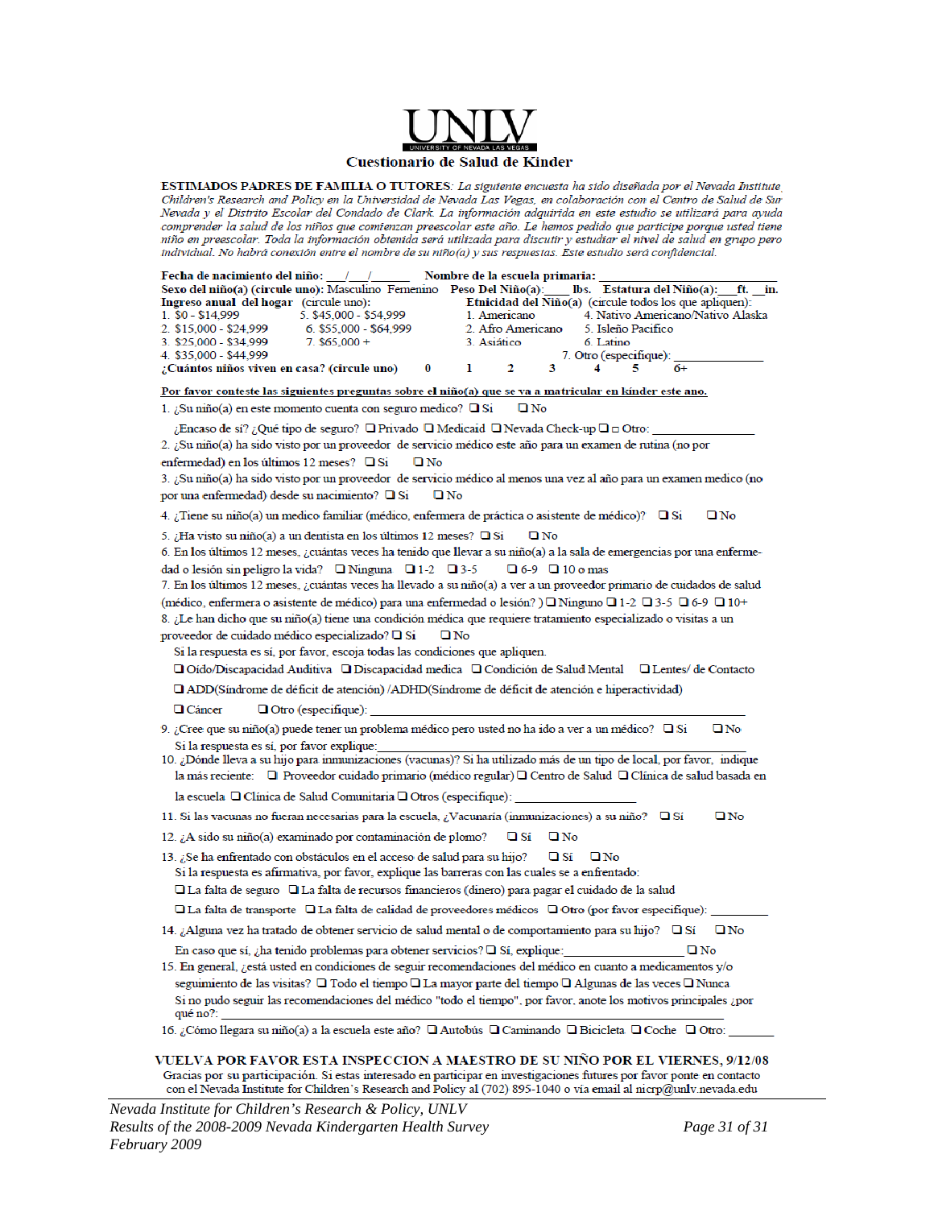# UNLV

UNIVERSITY OF NEVADA LAS VEGAS

## Cuestionario de Salud de Kinder

**ESTIMADOS PADRES DE FAMILIA O TUTORES**: *La siguiente encuesta ha sido diseñada por el Nevada Institute Children's Research and Policy en la Universidad de Nevada Las Vegas, en colaboración con el Centro de Salud de Sur Nevada y el Distrito Escolar del Condado de Clark. La información adquirida en este estudio se utilizará para ayuda comprender la salud de los niños que comienzan preescolar este año. Le hemos pedido que participe porque usted tiene niño en preescolar. Toda la información obtenida será utilizada para discutir y estudiar el nivel de salud en grupo pero individual. No habrá conexión entre el nombre de su niño(a) y sus respuestas. Este estudio será confidencial.*

**Fecha de nacimiento del niño:** ___/___/______ **Nombre de la escuela primaria:** ______________

**Sexo del niño(a) (circule uno):** Masculino Femenino **Peso Del Niño(a):**____ **lbs. Estatura del Niño(a):**___**ft.** __**in.**

**Ingreso anual del hogar** (circule uno):
1. $0 - $14,999
2. $15,000 - $24,999
3. $25,000 - $34,999
4. $35,000 - $44,999
5. $45,000 - $54,999
6. $55,000 - $64,999
7. $65,000 +

**Etnicidad del Niño(a)** (circule todos los que apliquen):
1. Americano
2. Afro Americano
3. Asiático
4. Nativo Americano/Nativo Alaska
5. Isleño Pacifico
6. Latino
7. Otro (especifique): ______________

**¿Cuántos niños viven en casa? (circule uno)** 0 1 2 3 4 5 6+

**Por favor conteste las siguientes preguntas sobre el niño(a) que se va a matricular en kinder este ano.**

1. ¿Su niño(a) en este momento cuenta con seguro medico? ❑ Si ❑ No

   ¿Encaso de sí? ¿Qué tipo de seguro? ❑ Privado ❑ Medicaid ❑ Nevada Check-up ❑ □ Otro: ______________
2. ¿Su niño(a) ha sido visto por un proveedor de servicio médico este año para un examen de rutina (no por enfermedad) en los últimos 12 meses? ❑ Si ❑ No
3. ¿Su niño(a) ha sido visto por un proveedor de servicio médico al menos una vez al año para un examen medico (no por una enfermedad) desde su nacimiento? ❑ Si ❑ No
4. ¿Tiene su niño(a) un medico familiar (médico, enfermera de práctica o asistente de médico)? ❑ Si ❑ No
5. ¿Ha visto su niño(a) a un dentista en los últimos 12 meses? ❑ Si ❑ No
6. En los últimos 12 meses, ¿cuántas veces ha tenido que llevar a su niño(a) a la sala de emergencias por una enfermedad o lesión sin peligro la vida? ❑ Ninguna ❑ 1-2 ❑ 3-5 ❑ 6-9 ❑ 10 o mas
7. En los últimos 12 meses, ¿cuántas veces ha llevado a su niño(a) a ver a un proveedor primario de cuidados de salud (médico, enfermera o asistente de médico) para una enfermedad o lesión? ) ❑ Ninguno ❑ 1-2 ❑ 3-5 ❑ 6-9 ❑ 10+
8. ¿Le han dicho que su niño(a) tiene una condición médica que requiere tratamiento especializado o visitas a un proveedor de cuidado médico especializado? ❑ Si ❑ No

   Si la respuesta es sí, por favor, escoja todas las condiciones que apliquen.

   ❑ Oído/Discapacidad Auditiva ❑ Discapacidad medica ❑ Condición de Salud Mental ❑ Lentes/ de Contacto

   ❑ ADD(Síndrome de déficit de atención) /ADHD(Síndrome de déficit de atención e hiperactividad)

   ❑ Cáncer ❑ Otro (especifique): ______________
9. ¿Cree que su niño(a) puede tener un problema médico pero usted no ha ido a ver a un médico? ❑ Si ❑ No

   Si la respuesta es sí, por favor explique: ______________
10. ¿Dónde lleva a su hijo para inmunizaciones (vacunas)? Si ha utilizado más de un tipo de local, por favor, indique la más reciente: ❑ Proveedor cuidado primario (médico regular) ❑ Centro de Salud ❑ Clínica de salud basada en la escuela ❑ Clínica de Salud Comunitaria ❑ Otros (especifique): ______________
11. Si las vacunas no fueran necesarias para la escuela, ¿Vacunaría (inmunizaciones) a su niño? ❑ Sí ❑ No
12. ¿A sido su niño(a) examinado por contaminación de plomo? ❑ Sí ❑ No
13. ¿Se ha enfrentado con obstáculos en el acceso de salud para su hijo? ❑ Sí ❑ No

    Si la respuesta es afirmativa, por favor, explique las barreras con las cuales se a enfrentado:

    ❑ La falta de seguro ❑ La falta de recursos financieros (dinero) para pagar el cuidado de la salud

    ❑ La falta de transporte ❑ La falta de calidad de proveedores médicos ❑ Otro (por favor especifique): ________
14. ¿Alguna vez ha tratado de obtener servicio de salud mental o de comportamiento para su hijo? ❑ Sí ❑ No

    En caso que sí, ¿ha tenido problemas para obtener servicios? ❑ Sí, explique: ______________ ❑ No
15. En general, ¿está usted en condiciones de seguir recomendaciones del médico en cuanto a medicamentos y/o seguimiento de las visitas? ❑ Todo el tiempo ❑ La mayor parte del tiempo ❑ Algunas de las veces ❑ Nunca

    Si no pudo seguir las recomendaciones del médico "todo el tiempo", por favor, anote los motivos principales ¿por qué no?: ______________
16. ¿Cómo llegara su niño(a) a la escuela este año? ❑ Autobús ❑ Caminando ❑ Bicicleta ❑ Coche ❑ Otro: _______

**VUELVA POR FAVOR ESTA INSPECCION A MAESTRO DE SU NIÑO POR EL VIERNES, 9/12/08**

Gracias por su participación. Si estas interesado en participar en investigaciones futures por favor ponte en contacto con el Nevada Institute for Children's Research and Policy al (702) 895-1040 o vía email al nicrp@unlv.nevada.edu